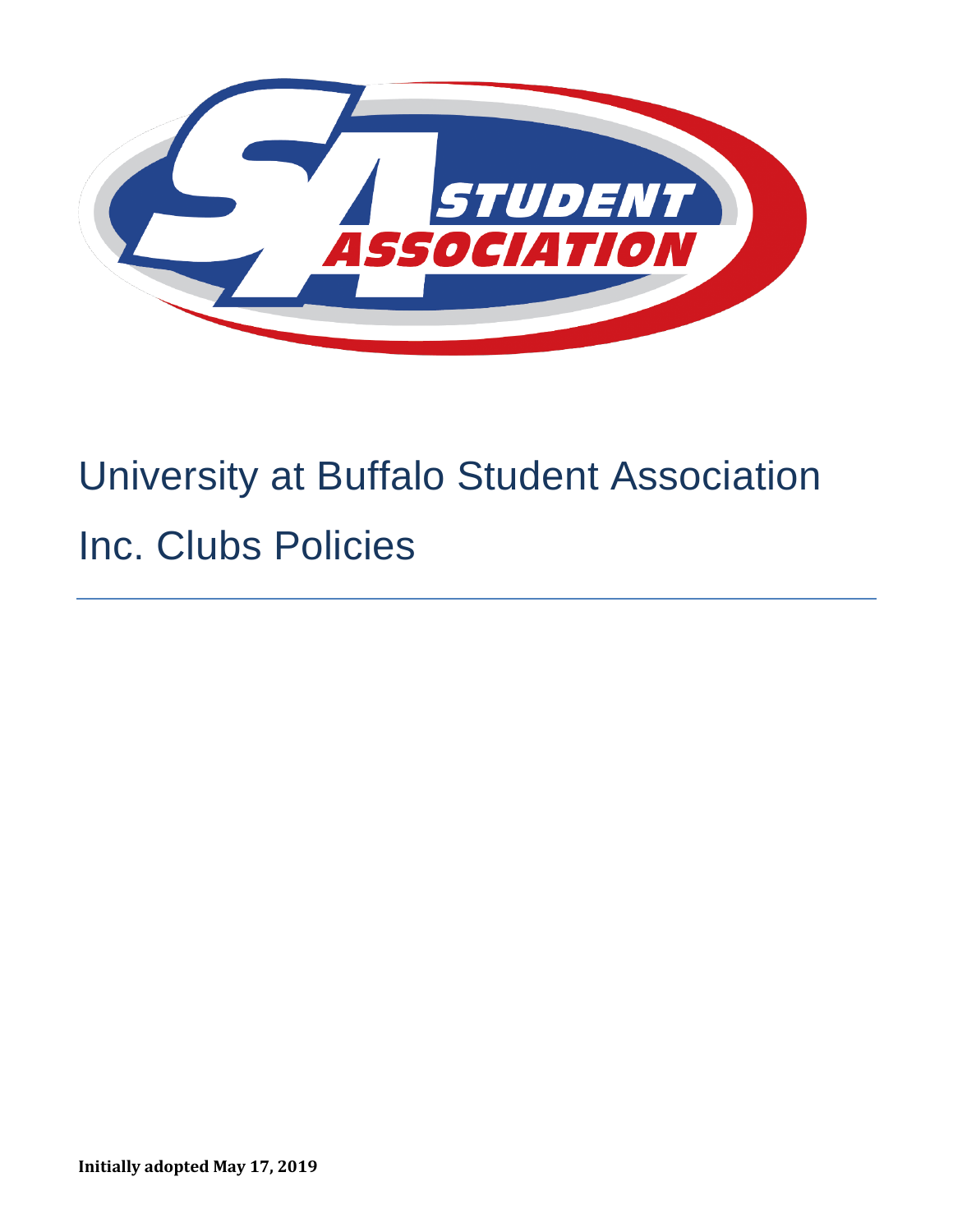# University at Buffalo Student Association Inc. Clubs Policies

**Initially adopted May 17, 2019**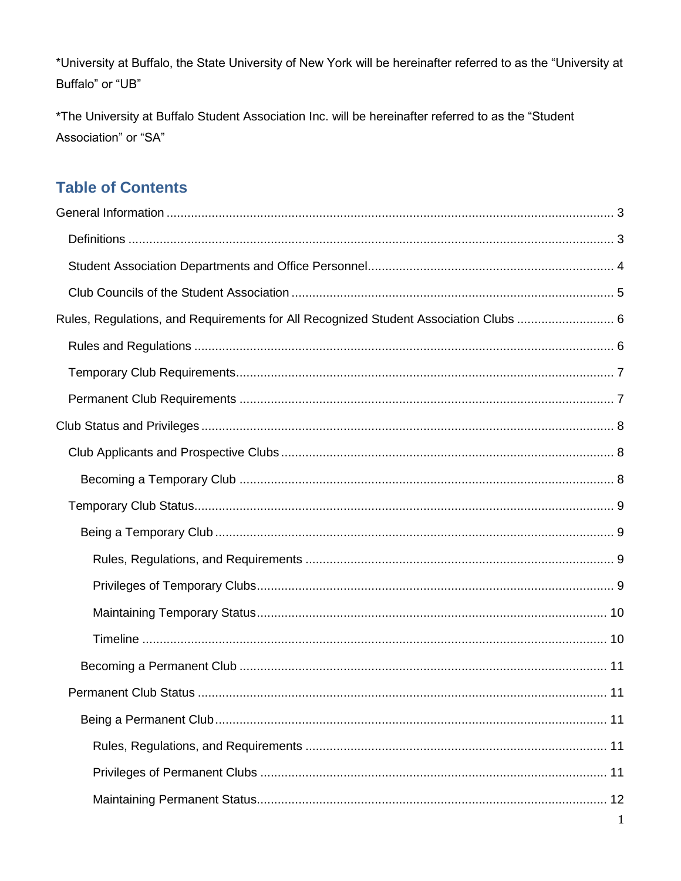*University at Buffalo, the State University of New York will be hereinafter referred to as the "University at Buffalo" or "UB"

*The University at Buffalo Student Association Inc. will be hereinafter referred to as the "Student Association" or "SA"

## Table of Contents

- General Information ... 3
  - Definitions ... 3
  - Student Association Departments and Office Personnel ... 4
  - Club Councils of the Student Association ... 5
- Rules, Regulations, and Requirements for All Recognized Student Association Clubs ... 6
  - Rules and Regulations ... 6
  - Temporary Club Requirements ... 7
  - Permanent Club Requirements ... 7
- Club Status and Privileges ... 8
  - Club Applicants and Prospective Clubs ... 8
    - Becoming a Temporary Club ... 8
  - Temporary Club Status ... 9
    - Being a Temporary Club ... 9
      - Rules, Regulations, and Requirements ... 9
      - Privileges of Temporary Clubs ... 9
      - Maintaining Temporary Status ... 10
      - Timeline ... 10
    - Becoming a Permanent Club ... 11
  - Permanent Club Status ... 11
    - Being a Permanent Club ... 11
      - Rules, Regulations, and Requirements ... 11
      - Privileges of Permanent Clubs ... 11
      - Maintaining Permanent Status ... 12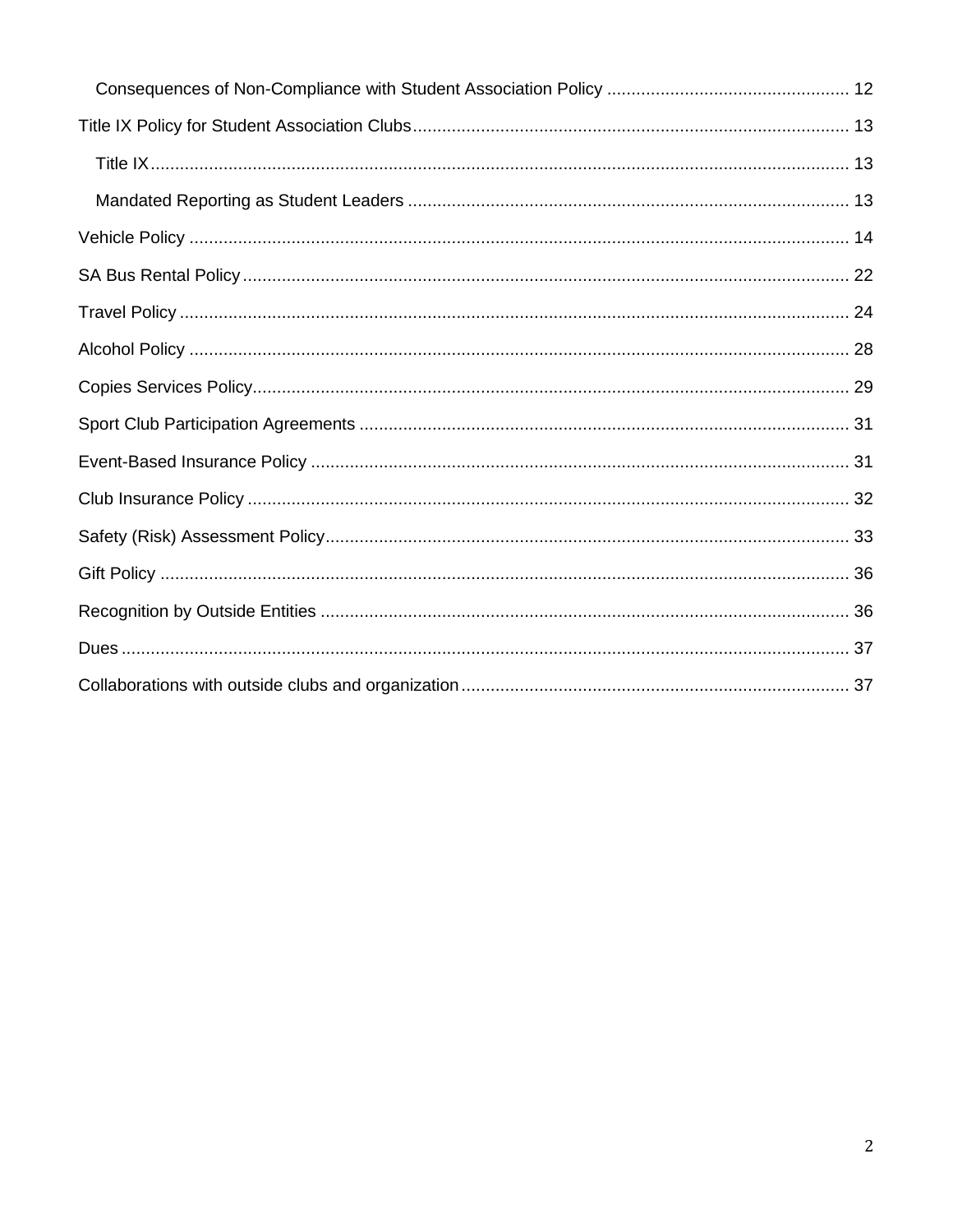- Consequences of Non-Compliance with Student Association Policy ... 12

Title IX Policy for Student Association Clubs ... 13

- Title IX ... 13
- Mandated Reporting as Student Leaders ... 13

Vehicle Policy ... 14

SA Bus Rental Policy ... 22

Travel Policy ... 24

Alcohol Policy ... 28

Copies Services Policy ... 29

Sport Club Participation Agreements ... 31

Event-Based Insurance Policy ... 31

Club Insurance Policy ... 32

Safety (Risk) Assessment Policy ... 33

Gift Policy ... 36

Recognition by Outside Entities ... 36

Dues ... 37

Collaborations with outside clubs and organization ... 37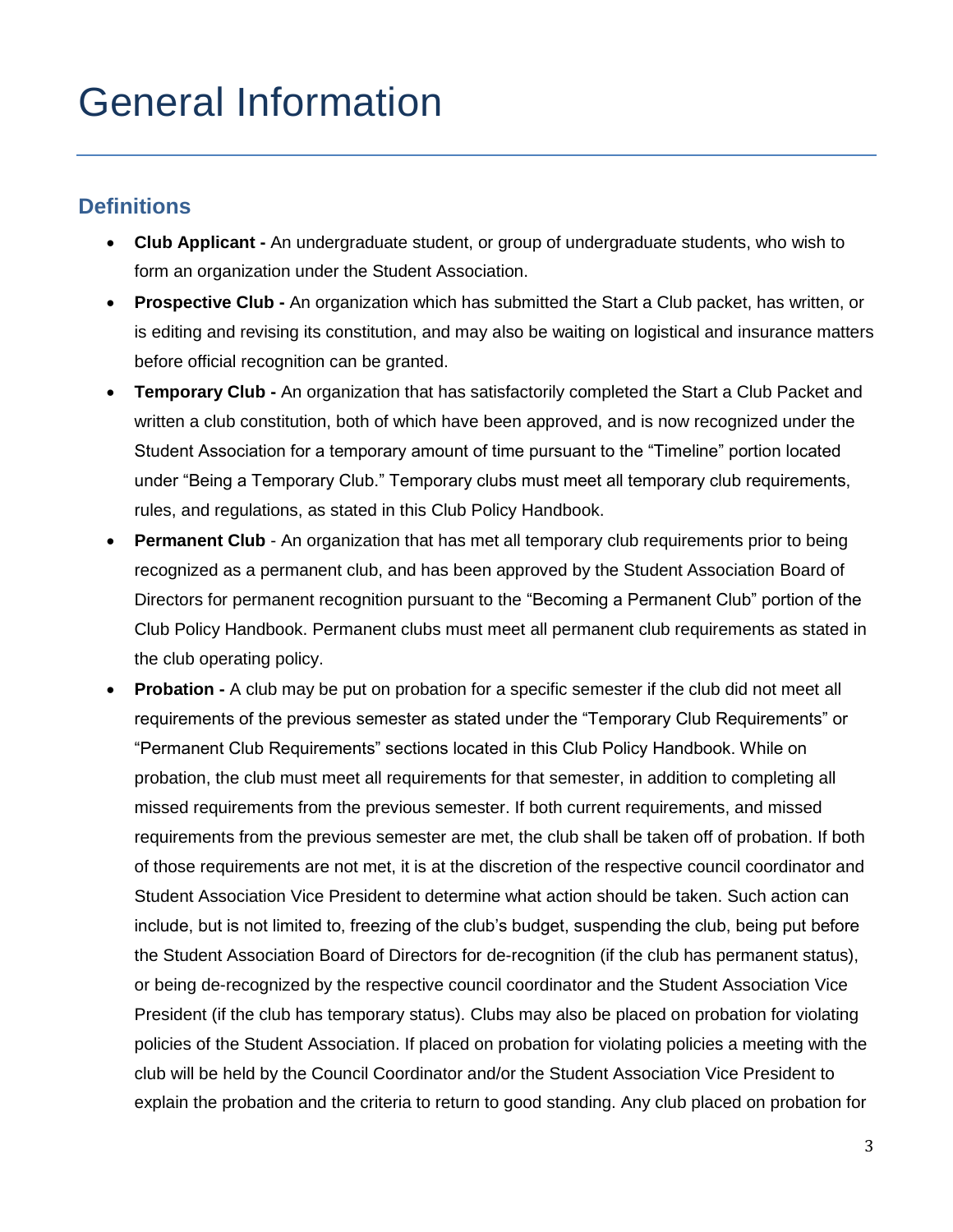# General Information

## Definitions

- **Club Applicant -** An undergraduate student, or group of undergraduate students, who wish to form an organization under the Student Association.
- **Prospective Club -** An organization which has submitted the Start a Club packet, has written, or is editing and revising its constitution, and may also be waiting on logistical and insurance matters before official recognition can be granted.
- **Temporary Club -** An organization that has satisfactorily completed the Start a Club Packet and written a club constitution, both of which have been approved, and is now recognized under the Student Association for a temporary amount of time pursuant to the "Timeline" portion located under "Being a Temporary Club." Temporary clubs must meet all temporary club requirements, rules, and regulations, as stated in this Club Policy Handbook.
- **Permanent Club** - An organization that has met all temporary club requirements prior to being recognized as a permanent club, and has been approved by the Student Association Board of Directors for permanent recognition pursuant to the "Becoming a Permanent Club" portion of the Club Policy Handbook. Permanent clubs must meet all permanent club requirements as stated in the club operating policy.
- **Probation -** A club may be put on probation for a specific semester if the club did not meet all requirements of the previous semester as stated under the "Temporary Club Requirements" or "Permanent Club Requirements" sections located in this Club Policy Handbook. While on probation, the club must meet all requirements for that semester, in addition to completing all missed requirements from the previous semester. If both current requirements, and missed requirements from the previous semester are met, the club shall be taken off of probation. If both of those requirements are not met, it is at the discretion of the respective council coordinator and Student Association Vice President to determine what action should be taken. Such action can include, but is not limited to, freezing of the club's budget, suspending the club, being put before the Student Association Board of Directors for de-recognition (if the club has permanent status), or being de-recognized by the respective council coordinator and the Student Association Vice President (if the club has temporary status). Clubs may also be placed on probation for violating policies of the Student Association. If placed on probation for violating policies a meeting with the club will be held by the Council Coordinator and/or the Student Association Vice President to explain the probation and the criteria to return to good standing. Any club placed on probation for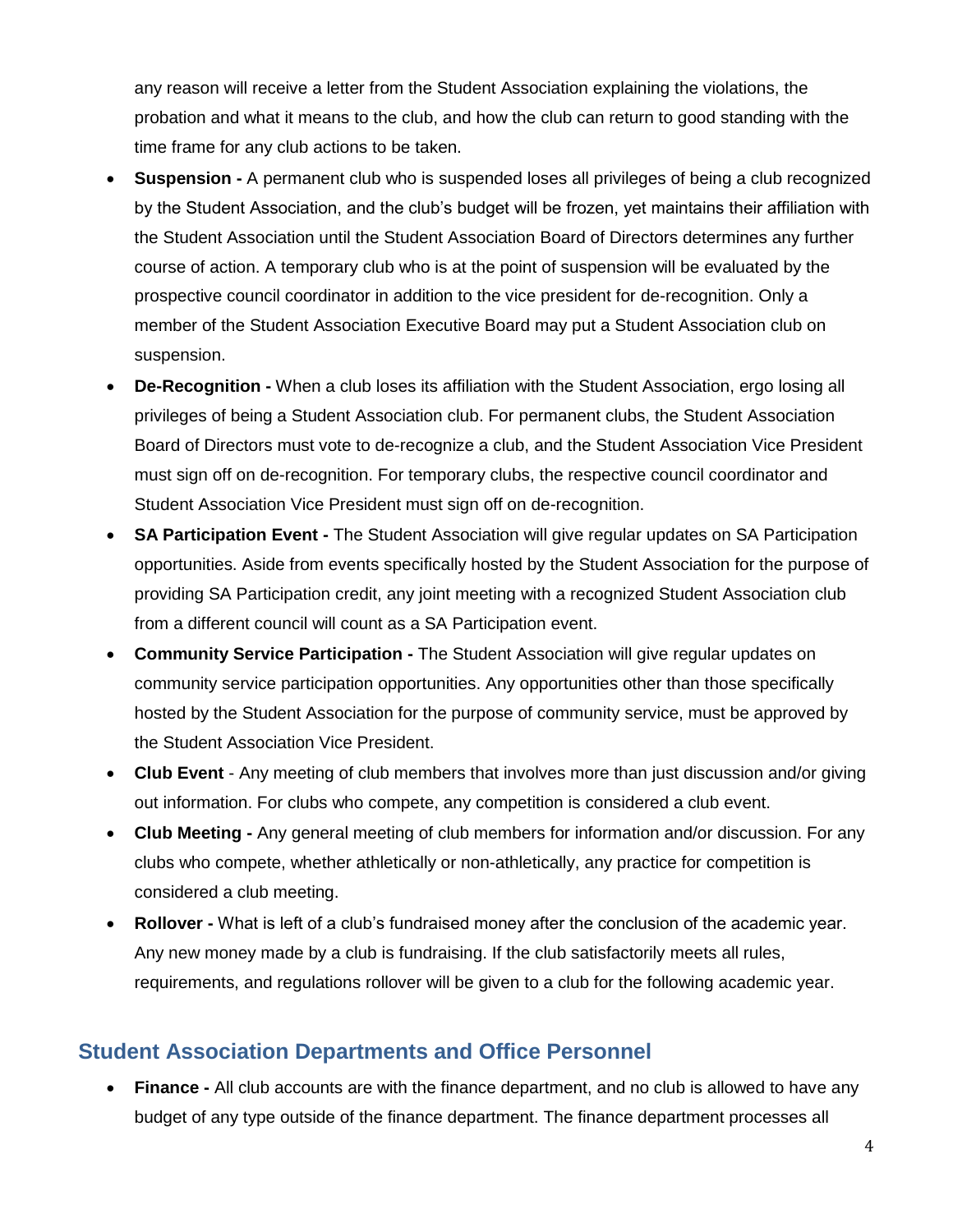any reason will receive a letter from the Student Association explaining the violations, the probation and what it means to the club, and how the club can return to good standing with the time frame for any club actions to be taken.

- **Suspension -** A permanent club who is suspended loses all privileges of being a club recognized by the Student Association, and the club's budget will be frozen, yet maintains their affiliation with the Student Association until the Student Association Board of Directors determines any further course of action. A temporary club who is at the point of suspension will be evaluated by the prospective council coordinator in addition to the vice president for de-recognition. Only a member of the Student Association Executive Board may put a Student Association club on suspension.
- **De-Recognition -** When a club loses its affiliation with the Student Association, ergo losing all privileges of being a Student Association club. For permanent clubs, the Student Association Board of Directors must vote to de-recognize a club, and the Student Association Vice President must sign off on de-recognition. For temporary clubs, the respective council coordinator and Student Association Vice President must sign off on de-recognition.
- **SA Participation Event -** The Student Association will give regular updates on SA Participation opportunities. Aside from events specifically hosted by the Student Association for the purpose of providing SA Participation credit, any joint meeting with a recognized Student Association club from a different council will count as a SA Participation event.
- **Community Service Participation -** The Student Association will give regular updates on community service participation opportunities. Any opportunities other than those specifically hosted by the Student Association for the purpose of community service, must be approved by the Student Association Vice President.
- **Club Event** - Any meeting of club members that involves more than just discussion and/or giving out information. For clubs who compete, any competition is considered a club event.
- **Club Meeting -** Any general meeting of club members for information and/or discussion. For any clubs who compete, whether athletically or non-athletically, any practice for competition is considered a club meeting.
- **Rollover -** What is left of a club's fundraised money after the conclusion of the academic year. Any new money made by a club is fundraising. If the club satisfactorily meets all rules, requirements, and regulations rollover will be given to a club for the following academic year.

## Student Association Departments and Office Personnel

- **Finance -** All club accounts are with the finance department, and no club is allowed to have any budget of any type outside of the finance department. The finance department processes all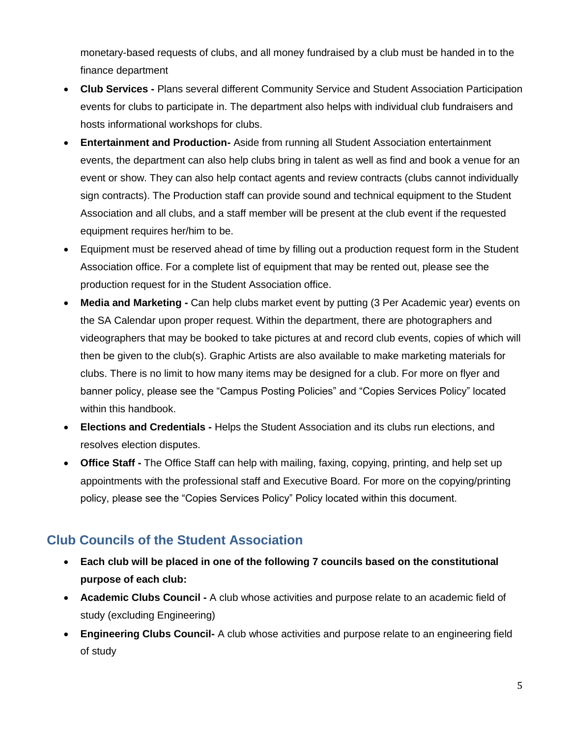monetary-based requests of clubs, and all money fundraised by a club must be handed in to the finance department

- **Club Services -** Plans several different Community Service and Student Association Participation events for clubs to participate in. The department also helps with individual club fundraisers and hosts informational workshops for clubs.
- **Entertainment and Production-** Aside from running all Student Association entertainment events, the department can also help clubs bring in talent as well as find and book a venue for an event or show. They can also help contact agents and review contracts (clubs cannot individually sign contracts). The Production staff can provide sound and technical equipment to the Student Association and all clubs, and a staff member will be present at the club event if the requested equipment requires her/him to be.
- Equipment must be reserved ahead of time by filling out a production request form in the Student Association office. For a complete list of equipment that may be rented out, please see the production request for in the Student Association office.
- **Media and Marketing -** Can help clubs market event by putting (3 Per Academic year) events on the SA Calendar upon proper request. Within the department, there are photographers and videographers that may be booked to take pictures at and record club events, copies of which will then be given to the club(s). Graphic Artists are also available to make marketing materials for clubs. There is no limit to how many items may be designed for a club. For more on flyer and banner policy, please see the "Campus Posting Policies" and "Copies Services Policy" located within this handbook.
- **Elections and Credentials -** Helps the Student Association and its clubs run elections, and resolves election disputes.
- **Office Staff -** The Office Staff can help with mailing, faxing, copying, printing, and help set up appointments with the professional staff and Executive Board. For more on the copying/printing policy, please see the "Copies Services Policy" Policy located within this document.

## Club Councils of the Student Association

- **Each club will be placed in one of the following 7 councils based on the constitutional purpose of each club:**
- **Academic Clubs Council -** A club whose activities and purpose relate to an academic field of study (excluding Engineering)
- **Engineering Clubs Council-** A club whose activities and purpose relate to an engineering field of study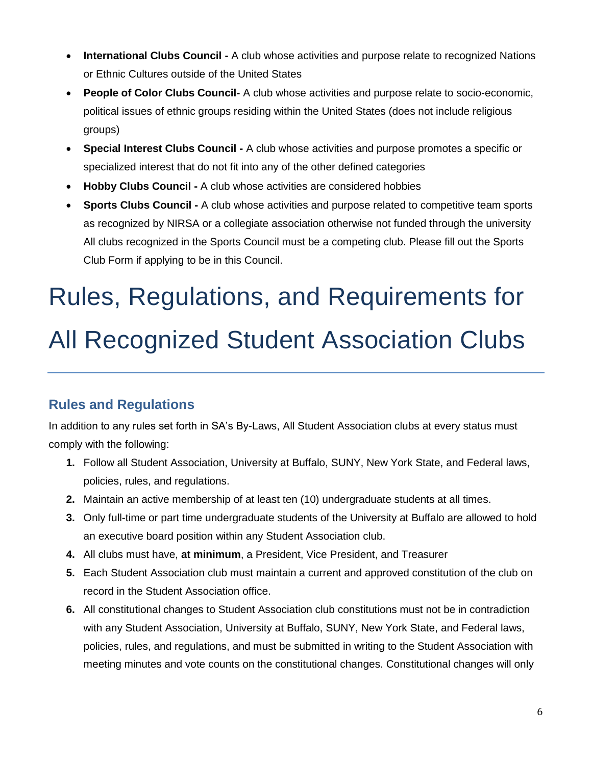- **International Clubs Council -** A club whose activities and purpose relate to recognized Nations or Ethnic Cultures outside of the United States
- **People of Color Clubs Council-** A club whose activities and purpose relate to socio-economic, political issues of ethnic groups residing within the United States (does not include religious groups)
- **Special Interest Clubs Council -** A club whose activities and purpose promotes a specific or specialized interest that do not fit into any of the other defined categories
- **Hobby Clubs Council -** A club whose activities are considered hobbies
- **Sports Clubs Council -** A club whose activities and purpose related to competitive team sports as recognized by NIRSA or a collegiate association otherwise not funded through the university All clubs recognized in the Sports Council must be a competing club. Please fill out the Sports Club Form if applying to be in this Council.

# Rules, Regulations, and Requirements for All Recognized Student Association Clubs

## Rules and Regulations

In addition to any rules set forth in SA's By-Laws, All Student Association clubs at every status must comply with the following:

1. Follow all Student Association, University at Buffalo, SUNY, New York State, and Federal laws, policies, rules, and regulations.
2. Maintain an active membership of at least ten (10) undergraduate students at all times.
3. Only full-time or part time undergraduate students of the University at Buffalo are allowed to hold an executive board position within any Student Association club.
4. All clubs must have, **at minimum**, a President, Vice President, and Treasurer
5. Each Student Association club must maintain a current and approved constitution of the club on record in the Student Association office.
6. All constitutional changes to Student Association club constitutions must not be in contradiction with any Student Association, University at Buffalo, SUNY, New York State, and Federal laws, policies, rules, and regulations, and must be submitted in writing to the Student Association with meeting minutes and vote counts on the constitutional changes. Constitutional changes will only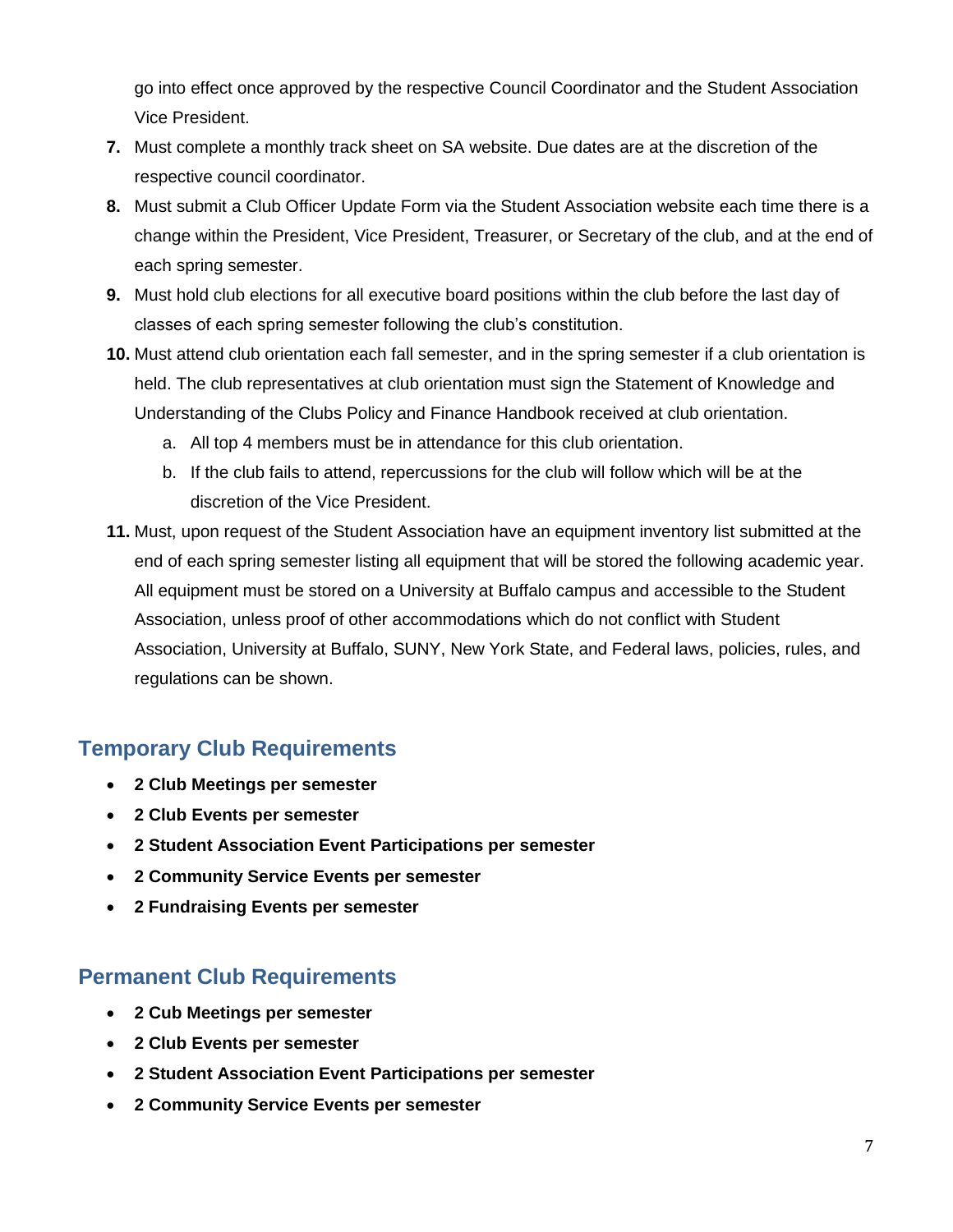go into effect once approved by the respective Council Coordinator and the Student Association Vice President.

7. Must complete a monthly track sheet on SA website. Due dates are at the discretion of the respective council coordinator.
8. Must submit a Club Officer Update Form via the Student Association website each time there is a change within the President, Vice President, Treasurer, or Secretary of the club, and at the end of each spring semester.
9. Must hold club elections for all executive board positions within the club before the last day of classes of each spring semester following the club's constitution.
10. Must attend club orientation each fall semester, and in the spring semester if a club orientation is held. The club representatives at club orientation must sign the Statement of Knowledge and Understanding of the Clubs Policy and Finance Handbook received at club orientation.
    a. All top 4 members must be in attendance for this club orientation.
    b. If the club fails to attend, repercussions for the club will follow which will be at the discretion of the Vice President.
11. Must, upon request of the Student Association have an equipment inventory list submitted at the end of each spring semester listing all equipment that will be stored the following academic year. All equipment must be stored on a University at Buffalo campus and accessible to the Student Association, unless proof of other accommodations which do not conflict with Student Association, University at Buffalo, SUNY, New York State, and Federal laws, policies, rules, and regulations can be shown.

## Temporary Club Requirements

- **2 Club Meetings per semester**
- **2 Club Events per semester**
- **2 Student Association Event Participations per semester**
- **2 Community Service Events per semester**
- **2 Fundraising Events per semester**

## Permanent Club Requirements

- **2 Cub Meetings per semester**
- **2 Club Events per semester**
- **2 Student Association Event Participations per semester**
- **2 Community Service Events per semester**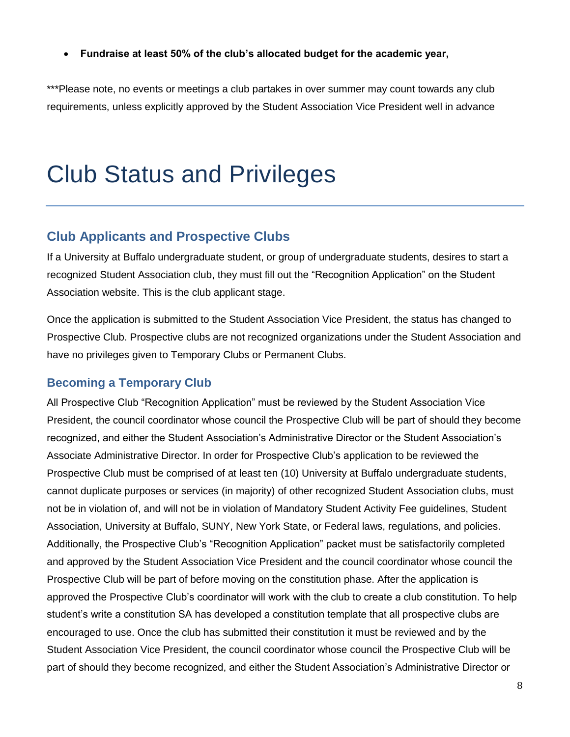- **Fundraise at least 50% of the club's allocated budget for the academic year,**

***Please note, no events or meetings a club partakes in over summer may count towards any club requirements, unless explicitly approved by the Student Association Vice President well in advance

# Club Status and Privileges

## Club Applicants and Prospective Clubs

If a University at Buffalo undergraduate student, or group of undergraduate students, desires to start a recognized Student Association club, they must fill out the "Recognition Application" on the Student Association website. This is the club applicant stage.

Once the application is submitted to the Student Association Vice President, the status has changed to Prospective Club. Prospective clubs are not recognized organizations under the Student Association and have no privileges given to Temporary Clubs or Permanent Clubs.

## Becoming a Temporary Club

All Prospective Club "Recognition Application" must be reviewed by the Student Association Vice President, the council coordinator whose council the Prospective Club will be part of should they become recognized, and either the Student Association's Administrative Director or the Student Association's Associate Administrative Director. In order for Prospective Club's application to be reviewed the Prospective Club must be comprised of at least ten (10) University at Buffalo undergraduate students, cannot duplicate purposes or services (in majority) of other recognized Student Association clubs, must not be in violation of, and will not be in violation of Mandatory Student Activity Fee guidelines, Student Association, University at Buffalo, SUNY, New York State, or Federal laws, regulations, and policies. Additionally, the Prospective Club's "Recognition Application" packet must be satisfactorily completed and approved by the Student Association Vice President and the council coordinator whose council the Prospective Club will be part of before moving on the constitution phase. After the application is approved the Prospective Club's coordinator will work with the club to create a club constitution. To help student's write a constitution SA has developed a constitution template that all prospective clubs are encouraged to use. Once the club has submitted their constitution it must be reviewed and by the Student Association Vice President, the council coordinator whose council the Prospective Club will be part of should they become recognized, and either the Student Association's Administrative Director or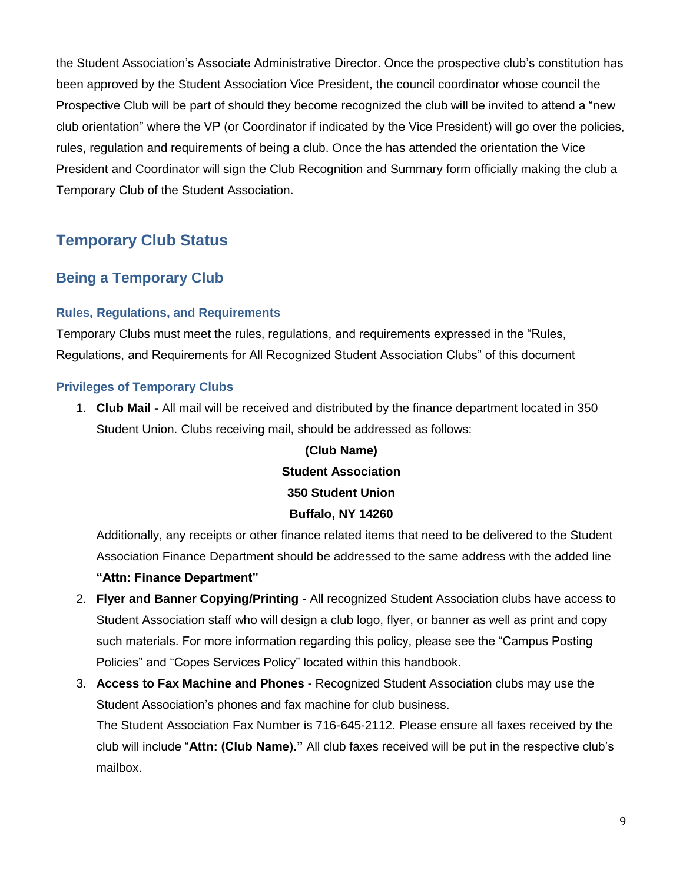the Student Association's Associate Administrative Director. Once the prospective club's constitution has been approved by the Student Association Vice President, the council coordinator whose council the Prospective Club will be part of should they become recognized the club will be invited to attend a "new club orientation" where the VP (or Coordinator if indicated by the Vice President) will go over the policies, rules, regulation and requirements of being a club. Once the has attended the orientation the Vice President and Coordinator will sign the Club Recognition and Summary form officially making the club a Temporary Club of the Student Association.

# Temporary Club Status

## Being a Temporary Club

### Rules, Regulations, and Requirements

Temporary Clubs must meet the rules, regulations, and requirements expressed in the "Rules, Regulations, and Requirements for All Recognized Student Association Clubs" of this document

### Privileges of Temporary Clubs

1. **Club Mail -** All mail will be received and distributed by the finance department located in 350 Student Union. Clubs receiving mail, should be addressed as follows:

   **(Club Name)**
   **Student Association**
   **350 Student Union**
   **Buffalo, NY 14260**

   Additionally, any receipts or other finance related items that need to be delivered to the Student Association Finance Department should be addressed to the same address with the added line **"Attn: Finance Department"**

2. **Flyer and Banner Copying/Printing -** All recognized Student Association clubs have access to Student Association staff who will design a club logo, flyer, or banner as well as print and copy such materials. For more information regarding this policy, please see the "Campus Posting Policies" and "Copes Services Policy" located within this handbook.

3. **Access to Fax Machine and Phones -** Recognized Student Association clubs may use the Student Association's phones and fax machine for club business.
   The Student Association Fax Number is 716-645-2112. Please ensure all faxes received by the club will include "**Attn: (Club Name).**" All club faxes received will be put in the respective club's mailbox.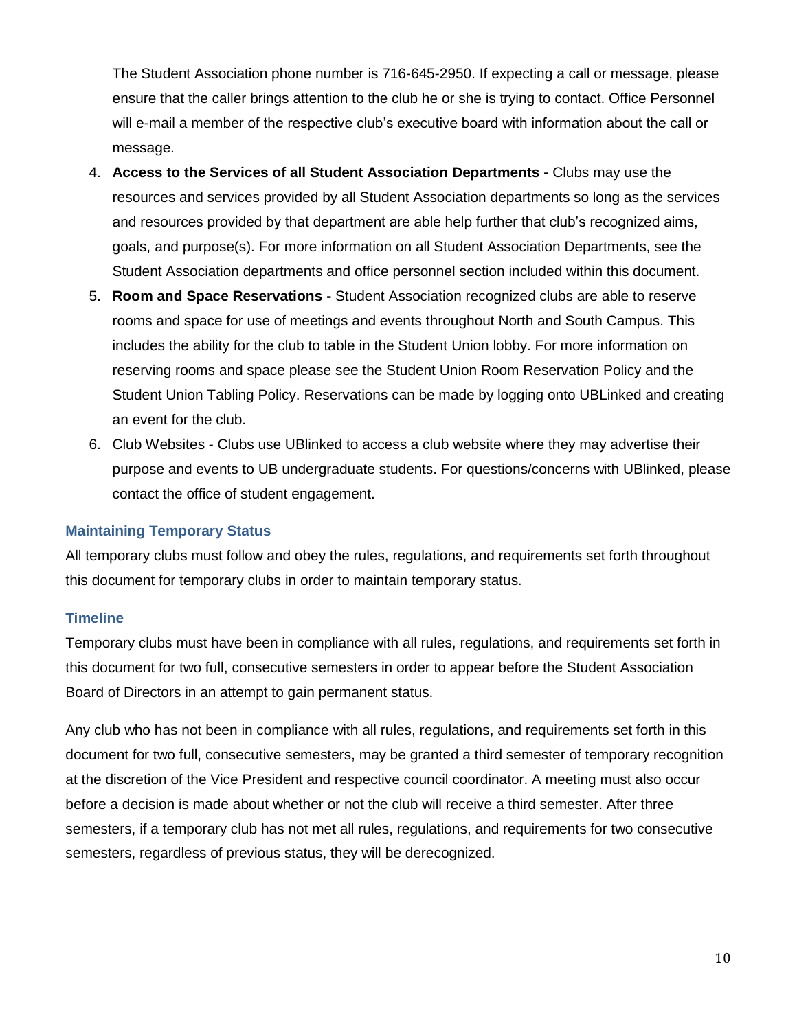The Student Association phone number is 716-645-2950. If expecting a call or message, please ensure that the caller brings attention to the club he or she is trying to contact. Office Personnel will e-mail a member of the respective club's executive board with information about the call or message.

4. **Access to the Services of all Student Association Departments -** Clubs may use the resources and services provided by all Student Association departments so long as the services and resources provided by that department are able help further that club's recognized aims, goals, and purpose(s). For more information on all Student Association Departments, see the Student Association departments and office personnel section included within this document.
5. **Room and Space Reservations -** Student Association recognized clubs are able to reserve rooms and space for use of meetings and events throughout North and South Campus. This includes the ability for the club to table in the Student Union lobby. For more information on reserving rooms and space please see the Student Union Room Reservation Policy and the Student Union Tabling Policy. Reservations can be made by logging onto UBLinked and creating an event for the club.
6. Club Websites - Clubs use UBlinked to access a club website where they may advertise their purpose and events to UB undergraduate students. For questions/concerns with UBlinked, please contact the office of student engagement.

### Maintaining Temporary Status

All temporary clubs must follow and obey the rules, regulations, and requirements set forth throughout this document for temporary clubs in order to maintain temporary status.

### Timeline

Temporary clubs must have been in compliance with all rules, regulations, and requirements set forth in this document for two full, consecutive semesters in order to appear before the Student Association Board of Directors in an attempt to gain permanent status.

Any club who has not been in compliance with all rules, regulations, and requirements set forth in this document for two full, consecutive semesters, may be granted a third semester of temporary recognition at the discretion of the Vice President and respective council coordinator. A meeting must also occur before a decision is made about whether or not the club will receive a third semester. After three semesters, if a temporary club has not met all rules, regulations, and requirements for two consecutive semesters, regardless of previous status, they will be derecognized.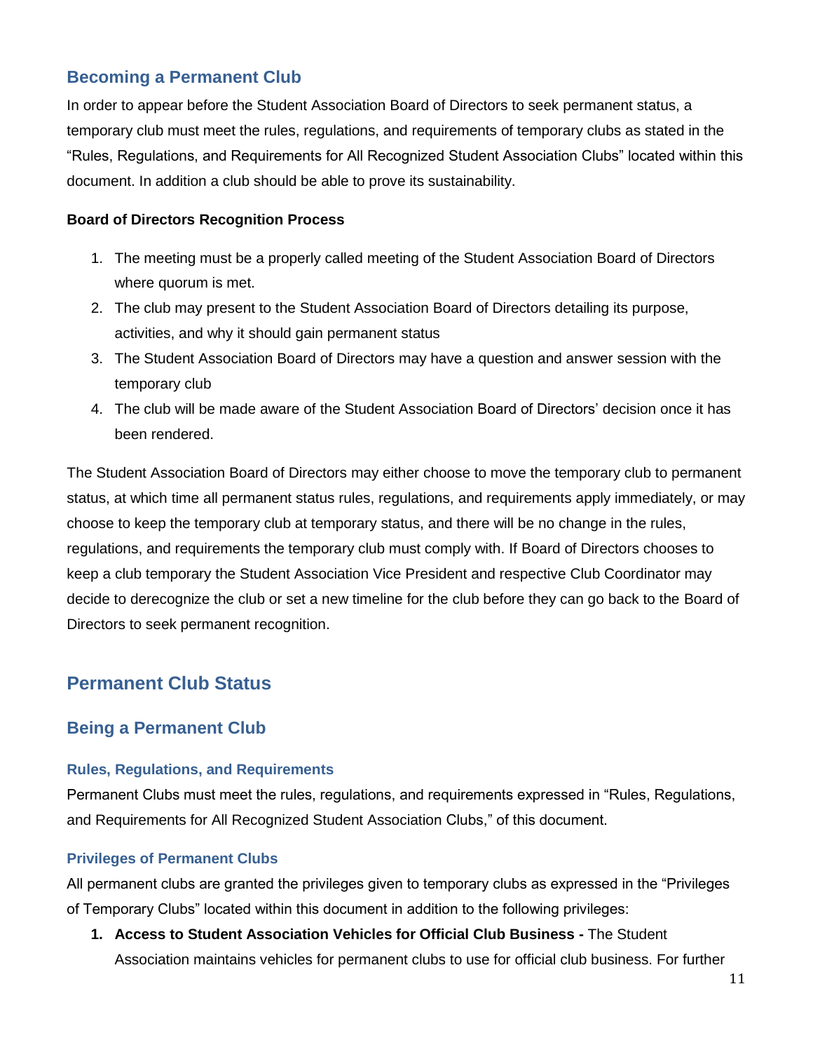## Becoming a Permanent Club

In order to appear before the Student Association Board of Directors to seek permanent status, a temporary club must meet the rules, regulations, and requirements of temporary clubs as stated in the "Rules, Regulations, and Requirements for All Recognized Student Association Clubs" located within this document. In addition a club should be able to prove its sustainability.

**Board of Directors Recognition Process**

1. The meeting must be a properly called meeting of the Student Association Board of Directors where quorum is met.
2. The club may present to the Student Association Board of Directors detailing its purpose, activities, and why it should gain permanent status
3. The Student Association Board of Directors may have a question and answer session with the temporary club
4. The club will be made aware of the Student Association Board of Directors' decision once it has been rendered.

The Student Association Board of Directors may either choose to move the temporary club to permanent status, at which time all permanent status rules, regulations, and requirements apply immediately, or may choose to keep the temporary club at temporary status, and there will be no change in the rules, regulations, and requirements the temporary club must comply with. If Board of Directors chooses to keep a club temporary the Student Association Vice President and respective Club Coordinator may decide to derecognize the club or set a new timeline for the club before they can go back to the Board of Directors to seek permanent recognition.

# Permanent Club Status

## Being a Permanent Club

### Rules, Regulations, and Requirements

Permanent Clubs must meet the rules, regulations, and requirements expressed in "Rules, Regulations, and Requirements for All Recognized Student Association Clubs," of this document.

### Privileges of Permanent Clubs

All permanent clubs are granted the privileges given to temporary clubs as expressed in the "Privileges of Temporary Clubs" located within this document in addition to the following privileges:

1. **Access to Student Association Vehicles for Official Club Business -** The Student Association maintains vehicles for permanent clubs to use for official club business. For further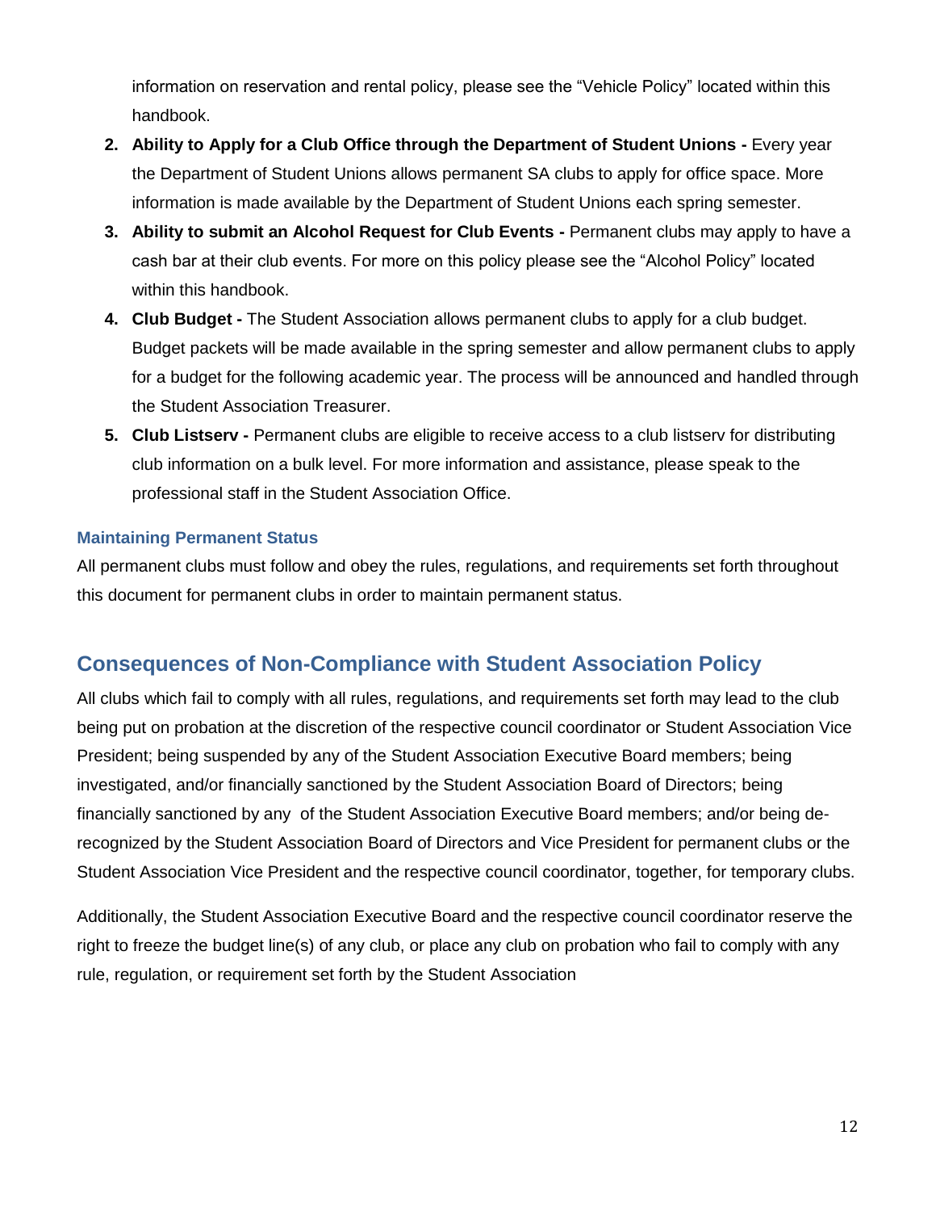information on reservation and rental policy, please see the "Vehicle Policy" located within this handbook.

2. **Ability to Apply for a Club Office through the Department of Student Unions -** Every year the Department of Student Unions allows permanent SA clubs to apply for office space. More information is made available by the Department of Student Unions each spring semester.
3. **Ability to submit an Alcohol Request for Club Events -** Permanent clubs may apply to have a cash bar at their club events. For more on this policy please see the "Alcohol Policy" located within this handbook.
4. **Club Budget -** The Student Association allows permanent clubs to apply for a club budget. Budget packets will be made available in the spring semester and allow permanent clubs to apply for a budget for the following academic year. The process will be announced and handled through the Student Association Treasurer.
5. **Club Listserv -** Permanent clubs are eligible to receive access to a club listserv for distributing club information on a bulk level. For more information and assistance, please speak to the professional staff in the Student Association Office.

### Maintaining Permanent Status

All permanent clubs must follow and obey the rules, regulations, and requirements set forth throughout this document for permanent clubs in order to maintain permanent status.

## Consequences of Non-Compliance with Student Association Policy

All clubs which fail to comply with all rules, regulations, and requirements set forth may lead to the club being put on probation at the discretion of the respective council coordinator or Student Association Vice President; being suspended by any of the Student Association Executive Board members; being investigated, and/or financially sanctioned by the Student Association Board of Directors; being financially sanctioned by any of the Student Association Executive Board members; and/or being de-recognized by the Student Association Board of Directors and Vice President for permanent clubs or the Student Association Vice President and the respective council coordinator, together, for temporary clubs.

Additionally, the Student Association Executive Board and the respective council coordinator reserve the right to freeze the budget line(s) of any club, or place any club on probation who fail to comply with any rule, regulation, or requirement set forth by the Student Association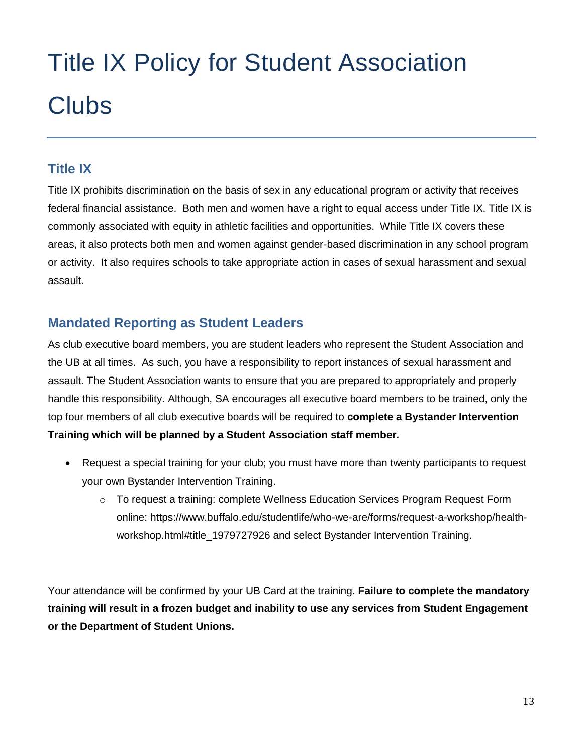# Title IX Policy for Student Association Clubs

## Title IX

Title IX prohibits discrimination on the basis of sex in any educational program or activity that receives federal financial assistance. Both men and women have a right to equal access under Title IX. Title IX is commonly associated with equity in athletic facilities and opportunities. While Title IX covers these areas, it also protects both men and women against gender-based discrimination in any school program or activity. It also requires schools to take appropriate action in cases of sexual harassment and sexual assault.

## Mandated Reporting as Student Leaders

As club executive board members, you are student leaders who represent the Student Association and the UB at all times. As such, you have a responsibility to report instances of sexual harassment and assault. The Student Association wants to ensure that you are prepared to appropriately and properly handle this responsibility. Although, SA encourages all executive board members to be trained, only the top four members of all club executive boards will be required to **complete a Bystander Intervention Training which will be planned by a Student Association staff member.**

- Request a special training for your club; you must have more than twenty participants to request your own Bystander Intervention Training.
  - To request a training: complete Wellness Education Services Program Request Form online: https://www.buffalo.edu/studentlife/who-we-are/forms/request-a-workshop/health-workshop.html#title_1979727926 and select Bystander Intervention Training.

Your attendance will be confirmed by your UB Card at the training. **Failure to complete the mandatory training will result in a frozen budget and inability to use any services from Student Engagement or the Department of Student Unions.**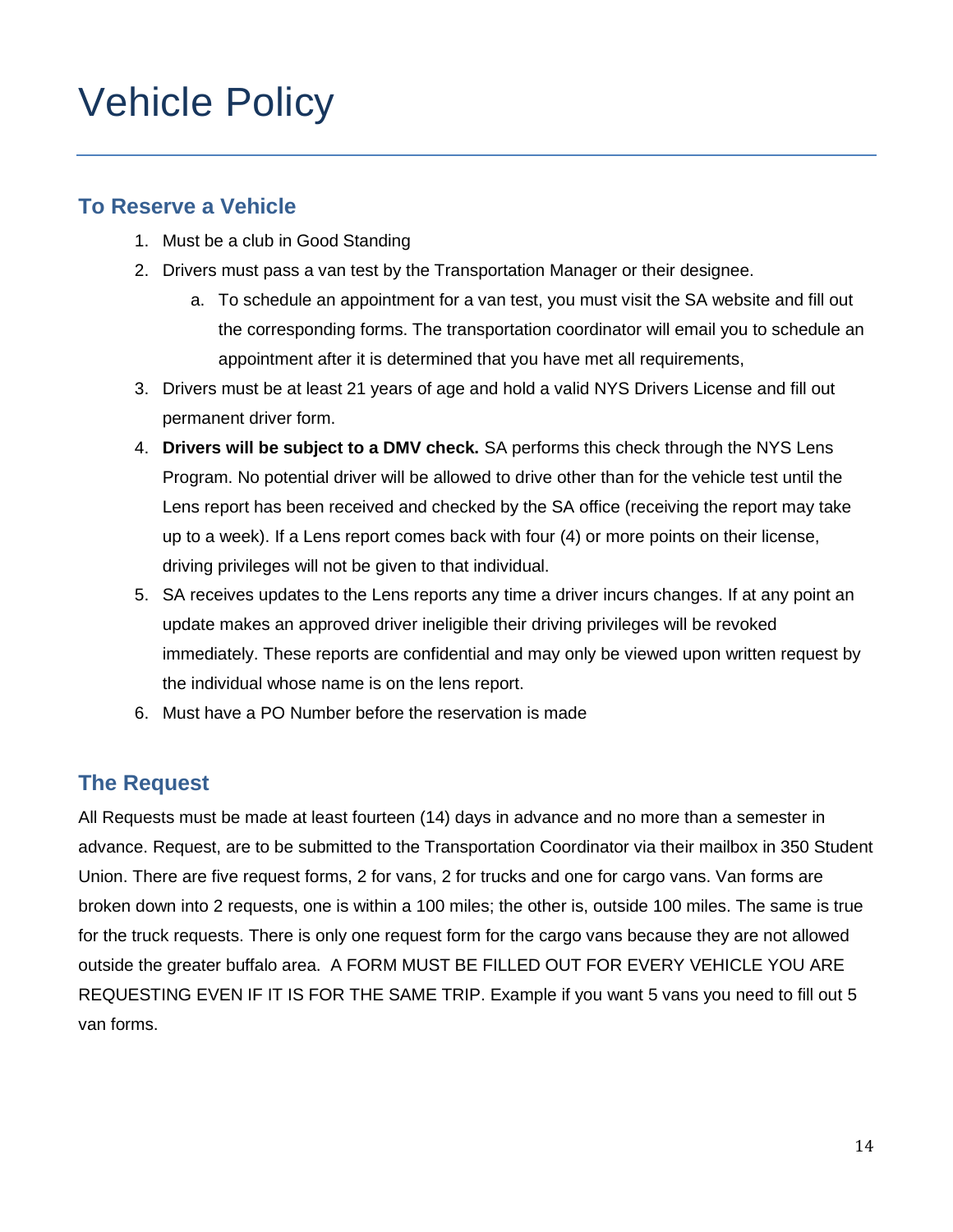# Vehicle Policy

## To Reserve a Vehicle

1. Must be a club in Good Standing
2. Drivers must pass a van test by the Transportation Manager or their designee.
   a. To schedule an appointment for a van test, you must visit the SA website and fill out the corresponding forms. The transportation coordinator will email you to schedule an appointment after it is determined that you have met all requirements,
3. Drivers must be at least 21 years of age and hold a valid NYS Drivers License and fill out permanent driver form.
4. **Drivers will be subject to a DMV check.** SA performs this check through the NYS Lens Program. No potential driver will be allowed to drive other than for the vehicle test until the Lens report has been received and checked by the SA office (receiving the report may take up to a week). If a Lens report comes back with four (4) or more points on their license, driving privileges will not be given to that individual.
5. SA receives updates to the Lens reports any time a driver incurs changes. If at any point an update makes an approved driver ineligible their driving privileges will be revoked immediately. These reports are confidential and may only be viewed upon written request by the individual whose name is on the lens report.
6. Must have a PO Number before the reservation is made

## The Request

All Requests must be made at least fourteen (14) days in advance and no more than a semester in advance. Request, are to be submitted to the Transportation Coordinator via their mailbox in 350 Student Union. There are five request forms, 2 for vans, 2 for trucks and one for cargo vans. Van forms are broken down into 2 requests, one is within a 100 miles; the other is, outside 100 miles. The same is true for the truck requests. There is only one request form for the cargo vans because they are not allowed outside the greater buffalo area. A FORM MUST BE FILLED OUT FOR EVERY VEHICLE YOU ARE REQUESTING EVEN IF IT IS FOR THE SAME TRIP. Example if you want 5 vans you need to fill out 5 van forms.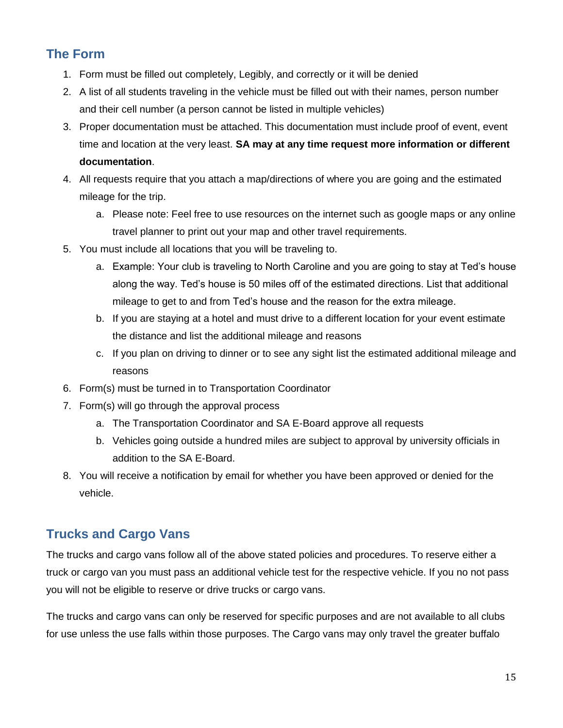## The Form

1. Form must be filled out completely, Legibly, and correctly or it will be denied
2. A list of all students traveling in the vehicle must be filled out with their names, person number and their cell number (a person cannot be listed in multiple vehicles)
3. Proper documentation must be attached. This documentation must include proof of event, event time and location at the very least. **SA may at any time request more information or different documentation**.
4. All requests require that you attach a map/directions of where you are going and the estimated mileage for the trip.
    a. Please note: Feel free to use resources on the internet such as google maps or any online travel planner to print out your map and other travel requirements.
5. You must include all locations that you will be traveling to.
    a. Example: Your club is traveling to North Caroline and you are going to stay at Ted's house along the way. Ted's house is 50 miles off of the estimated directions. List that additional mileage to get to and from Ted's house and the reason for the extra mileage.
    b. If you are staying at a hotel and must drive to a different location for your event estimate the distance and list the additional mileage and reasons
    c. If you plan on driving to dinner or to see any sight list the estimated additional mileage and reasons
6. Form(s) must be turned in to Transportation Coordinator
7. Form(s) will go through the approval process
    a. The Transportation Coordinator and SA E-Board approve all requests
    b. Vehicles going outside a hundred miles are subject to approval by university officials in addition to the SA E-Board.
8. You will receive a notification by email for whether you have been approved or denied for the vehicle.

## Trucks and Cargo Vans

The trucks and cargo vans follow all of the above stated policies and procedures. To reserve either a truck or cargo van you must pass an additional vehicle test for the respective vehicle. If you no not pass you will not be eligible to reserve or drive trucks or cargo vans.

The trucks and cargo vans can only be reserved for specific purposes and are not available to all clubs for use unless the use falls within those purposes. The Cargo vans may only travel the greater buffalo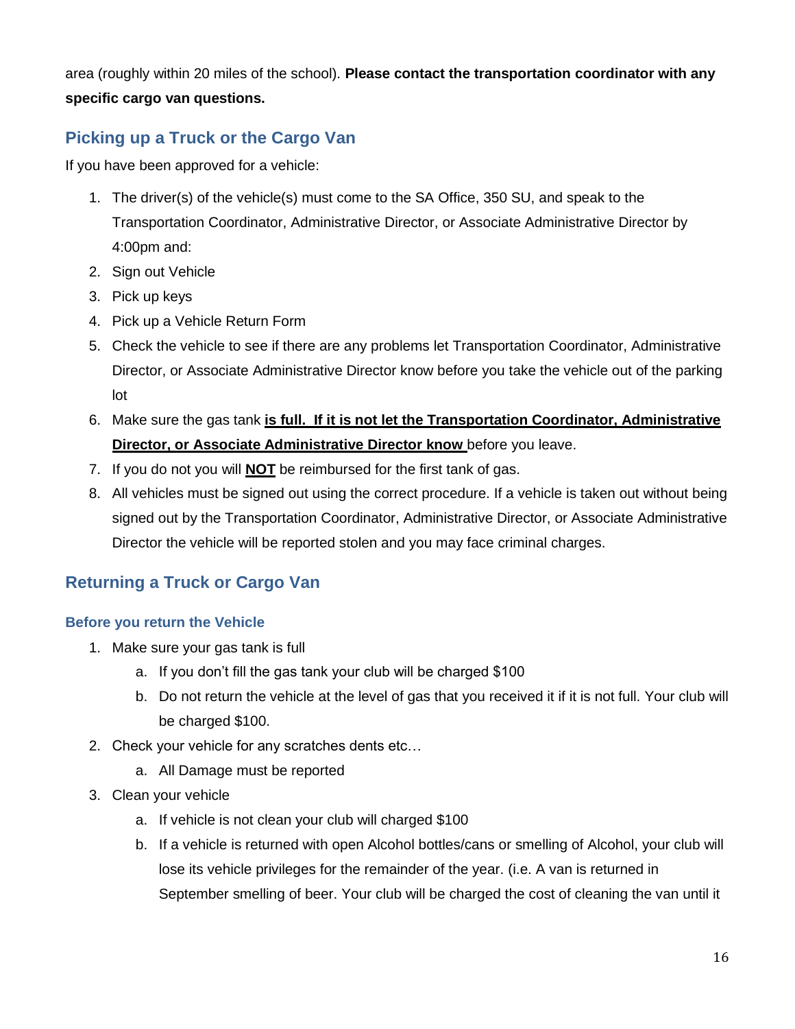area (roughly within 20 miles of the school). **Please contact the transportation coordinator with any specific cargo van questions.**

## Picking up a Truck or the Cargo Van

If you have been approved for a vehicle:

1. The driver(s) of the vehicle(s) must come to the SA Office, 350 SU, and speak to the Transportation Coordinator, Administrative Director, or Associate Administrative Director by 4:00pm and:
2. Sign out Vehicle
3. Pick up keys
4. Pick up a Vehicle Return Form
5. Check the vehicle to see if there are any problems let Transportation Coordinator, Administrative Director, or Associate Administrative Director know before you take the vehicle out of the parking lot
6. Make sure the gas tank <u>**is full. If it is not let the Transportation Coordinator, Administrative Director, or Associate Administrative Director know**</u> before you leave.
7. If you do not you will <u>**NOT**</u> be reimbursed for the first tank of gas.
8. All vehicles must be signed out using the correct procedure. If a vehicle is taken out without being signed out by the Transportation Coordinator, Administrative Director, or Associate Administrative Director the vehicle will be reported stolen and you may face criminal charges.

## Returning a Truck or Cargo Van

### Before you return the Vehicle

1. Make sure your gas tank is full
   a. If you don't fill the gas tank your club will be charged $100
   b. Do not return the vehicle at the level of gas that you received it if it is not full. Your club will be charged $100.
2. Check your vehicle for any scratches dents etc…
   a. All Damage must be reported
3. Clean your vehicle
   a. If vehicle is not clean your club will charged $100
   b. If a vehicle is returned with open Alcohol bottles/cans or smelling of Alcohol, your club will lose its vehicle privileges for the remainder of the year. (i.e. A van is returned in September smelling of beer. Your club will be charged the cost of cleaning the van until it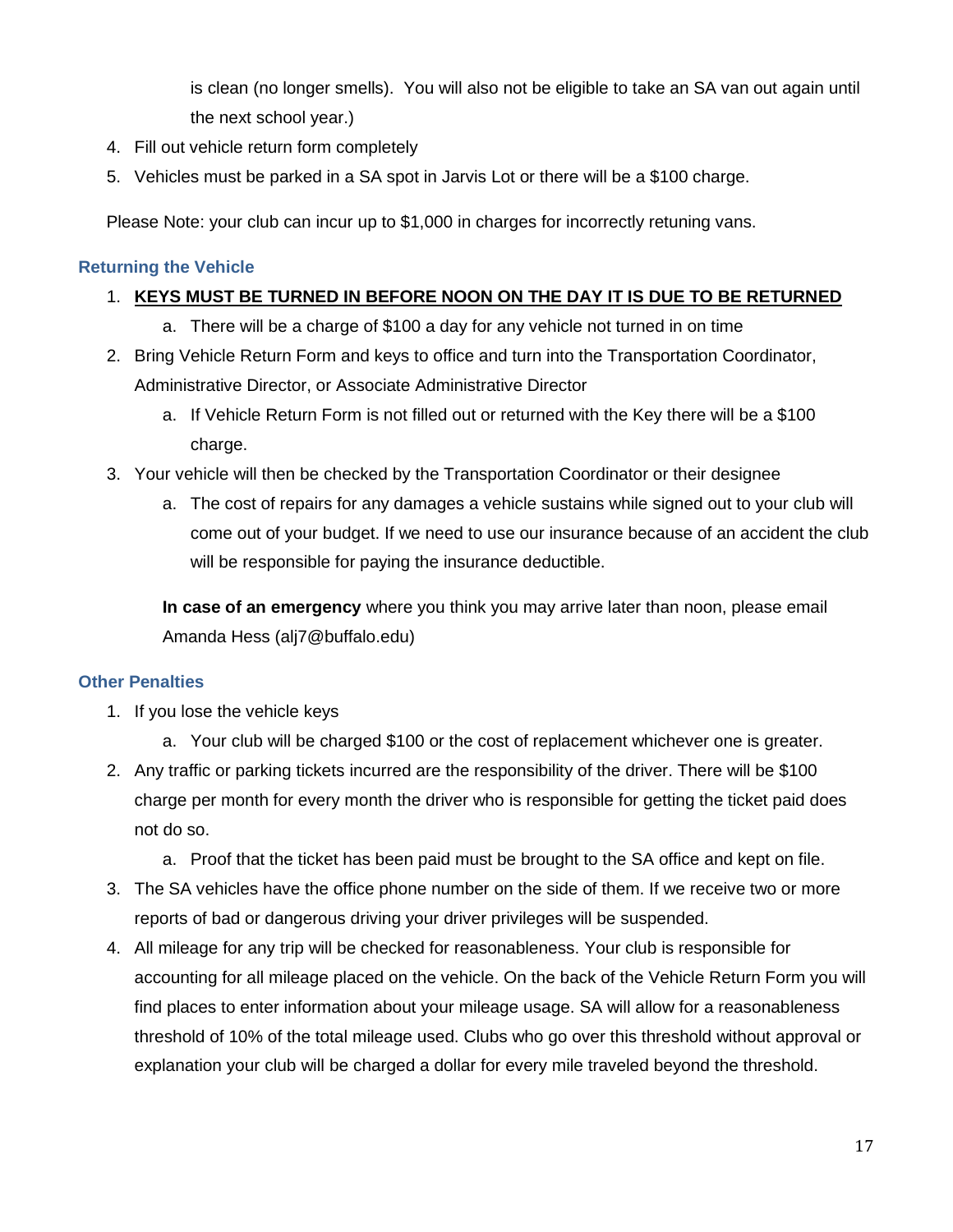is clean (no longer smells). You will also not be eligible to take an SA van out again until the next school year.)

4. Fill out vehicle return form completely
5. Vehicles must be parked in a SA spot in Jarvis Lot or there will be a $100 charge.

Please Note: your club can incur up to $1,000 in charges for incorrectly retuning vans.

### Returning the Vehicle

1. **KEYS MUST BE TURNED IN BEFORE NOON ON THE DAY IT IS DUE TO BE RETURNED**
   a. There will be a charge of $100 a day for any vehicle not turned in on time
2. Bring Vehicle Return Form and keys to office and turn into the Transportation Coordinator, Administrative Director, or Associate Administrative Director
   a. If Vehicle Return Form is not filled out or returned with the Key there will be a $100 charge.
3. Your vehicle will then be checked by the Transportation Coordinator or their designee
   a. The cost of repairs for any damages a vehicle sustains while signed out to your club will come out of your budget. If we need to use our insurance because of an accident the club will be responsible for paying the insurance deductible.

   **In case of an emergency** where you think you may arrive later than noon, please email Amanda Hess (alj7@buffalo.edu)

### Other Penalties

1. If you lose the vehicle keys
   a. Your club will be charged $100 or the cost of replacement whichever one is greater.
2. Any traffic or parking tickets incurred are the responsibility of the driver. There will be $100 charge per month for every month the driver who is responsible for getting the ticket paid does not do so.
   a. Proof that the ticket has been paid must be brought to the SA office and kept on file.
3. The SA vehicles have the office phone number on the side of them. If we receive two or more reports of bad or dangerous driving your driver privileges will be suspended.
4. All mileage for any trip will be checked for reasonableness. Your club is responsible for accounting for all mileage placed on the vehicle. On the back of the Vehicle Return Form you will find places to enter information about your mileage usage. SA will allow for a reasonableness threshold of 10% of the total mileage used. Clubs who go over this threshold without approval or explanation your club will be charged a dollar for every mile traveled beyond the threshold.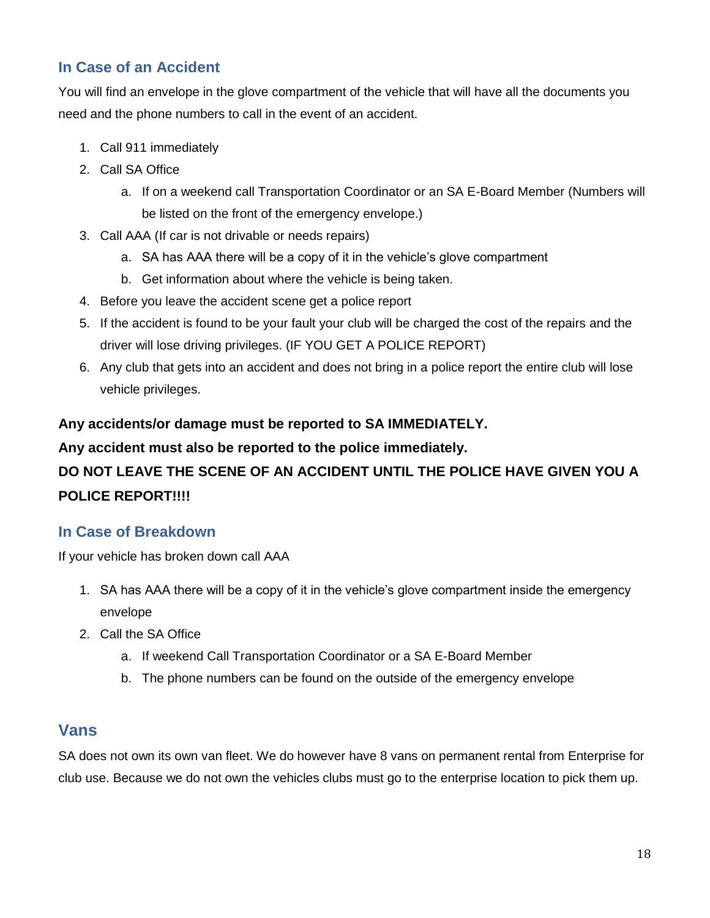## In Case of an Accident

You will find an envelope in the glove compartment of the vehicle that will have all the documents you need and the phone numbers to call in the event of an accident.

1. Call 911 immediately
2. Call SA Office
    a. If on a weekend call Transportation Coordinator or an SA E-Board Member (Numbers will be listed on the front of the emergency envelope.)
3. Call AAA (If car is not drivable or needs repairs)
    a. SA has AAA there will be a copy of it in the vehicle's glove compartment
    b. Get information about where the vehicle is being taken.
4. Before you leave the accident scene get a police report
5. If the accident is found to be your fault your club will be charged the cost of the repairs and the driver will lose driving privileges. (IF YOU GET A POLICE REPORT)
6. Any club that gets into an accident and does not bring in a police report the entire club will lose vehicle privileges.

**Any accidents/or damage must be reported to SA IMMEDIATELY.**

**Any accident must also be reported to the police immediately.**

**DO NOT LEAVE THE SCENE OF AN ACCIDENT UNTIL THE POLICE HAVE GIVEN YOU A POLICE REPORT!!!!**

## In Case of Breakdown

If your vehicle has broken down call AAA

1. SA has AAA there will be a copy of it in the vehicle's glove compartment inside the emergency envelope
2. Call the SA Office
    a. If weekend Call Transportation Coordinator or a SA E-Board Member
    b. The phone numbers can be found on the outside of the emergency envelope

# Vans

SA does not own its own van fleet. We do however have 8 vans on permanent rental from Enterprise for club use. Because we do not own the vehicles clubs must go to the enterprise location to pick them up.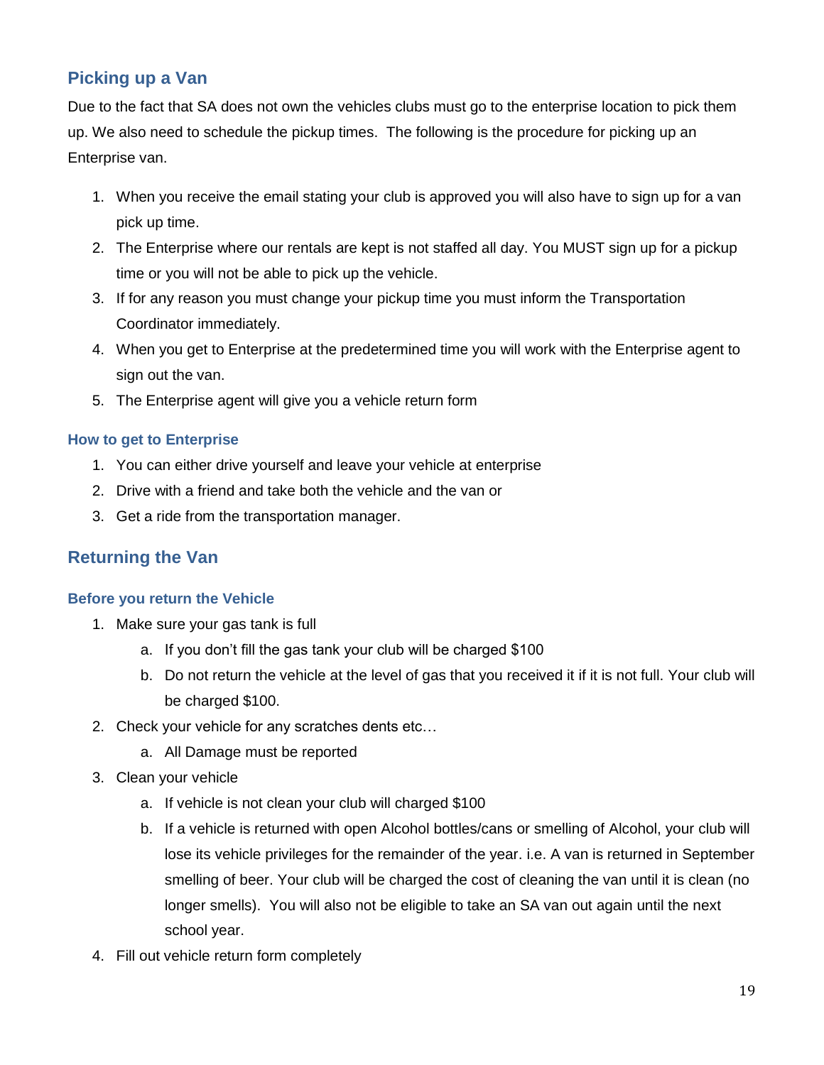## Picking up a Van

Due to the fact that SA does not own the vehicles clubs must go to the enterprise location to pick them up. We also need to schedule the pickup times. The following is the procedure for picking up an Enterprise van.

1. When you receive the email stating your club is approved you will also have to sign up for a van pick up time.
2. The Enterprise where our rentals are kept is not staffed all day. You MUST sign up for a pickup time or you will not be able to pick up the vehicle.
3. If for any reason you must change your pickup time you must inform the Transportation Coordinator immediately.
4. When you get to Enterprise at the predetermined time you will work with the Enterprise agent to sign out the van.
5. The Enterprise agent will give you a vehicle return form

### How to get to Enterprise

1. You can either drive yourself and leave your vehicle at enterprise
2. Drive with a friend and take both the vehicle and the van or
3. Get a ride from the transportation manager.

## Returning the Van

### Before you return the Vehicle

1. Make sure your gas tank is full
   a. If you don't fill the gas tank your club will be charged $100
   b. Do not return the vehicle at the level of gas that you received it if it is not full. Your club will be charged $100.
2. Check your vehicle for any scratches dents etc…
   a. All Damage must be reported
3. Clean your vehicle
   a. If vehicle is not clean your club will charged $100
   b. If a vehicle is returned with open Alcohol bottles/cans or smelling of Alcohol, your club will lose its vehicle privileges for the remainder of the year. i.e. A van is returned in September smelling of beer. Your club will be charged the cost of cleaning the van until it is clean (no longer smells). You will also not be eligible to take an SA van out again until the next school year.
4. Fill out vehicle return form completely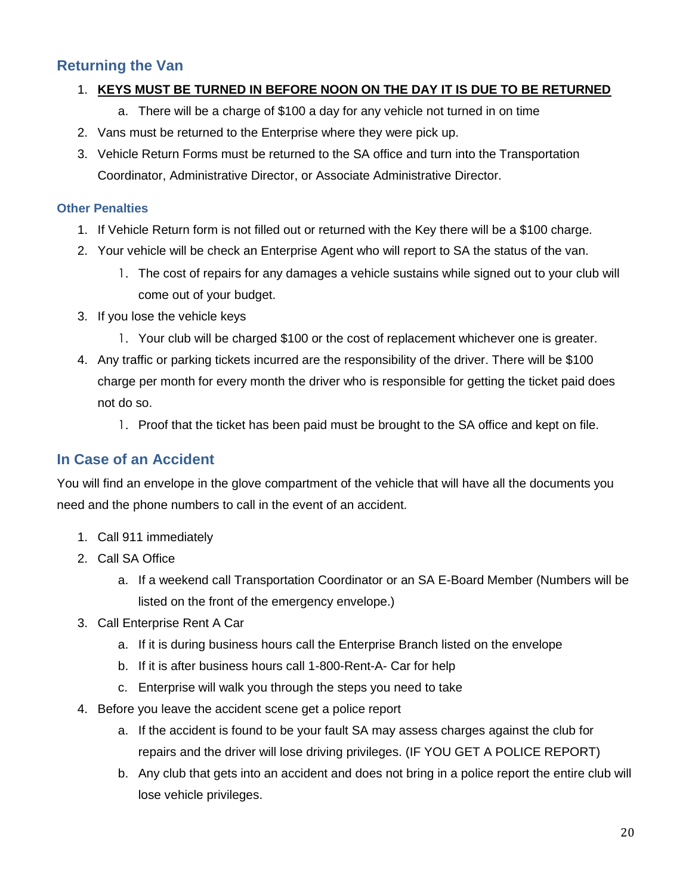## Returning the Van

1. **<u>KEYS MUST BE TURNED IN BEFORE NOON ON THE DAY IT IS DUE TO BE RETURNED</u>**
   a. There will be a charge of $100 a day for any vehicle not turned in on time
2. Vans must be returned to the Enterprise where they were pick up.
3. Vehicle Return Forms must be returned to the SA office and turn into the Transportation Coordinator, Administrative Director, or Associate Administrative Director.

### Other Penalties

1. If Vehicle Return form is not filled out or returned with the Key there will be a $100 charge.
2. Your vehicle will be check an Enterprise Agent who will report to SA the status of the van.
   1. The cost of repairs for any damages a vehicle sustains while signed out to your club will come out of your budget.
3. If you lose the vehicle keys
   1. Your club will be charged $100 or the cost of replacement whichever one is greater.
4. Any traffic or parking tickets incurred are the responsibility of the driver. There will be $100 charge per month for every month the driver who is responsible for getting the ticket paid does not do so.
   1. Proof that the ticket has been paid must be brought to the SA office and kept on file.

## In Case of an Accident

You will find an envelope in the glove compartment of the vehicle that will have all the documents you need and the phone numbers to call in the event of an accident.

1. Call 911 immediately
2. Call SA Office
   a. If a weekend call Transportation Coordinator or an SA E-Board Member (Numbers will be listed on the front of the emergency envelope.)
3. Call Enterprise Rent A Car
   a. If it is during business hours call the Enterprise Branch listed on the envelope
   b. If it is after business hours call 1-800-Rent-A- Car for help
   c. Enterprise will walk you through the steps you need to take
4. Before you leave the accident scene get a police report
   a. If the accident is found to be your fault SA may assess charges against the club for repairs and the driver will lose driving privileges. (IF YOU GET A POLICE REPORT)
   b. Any club that gets into an accident and does not bring in a police report the entire club will lose vehicle privileges.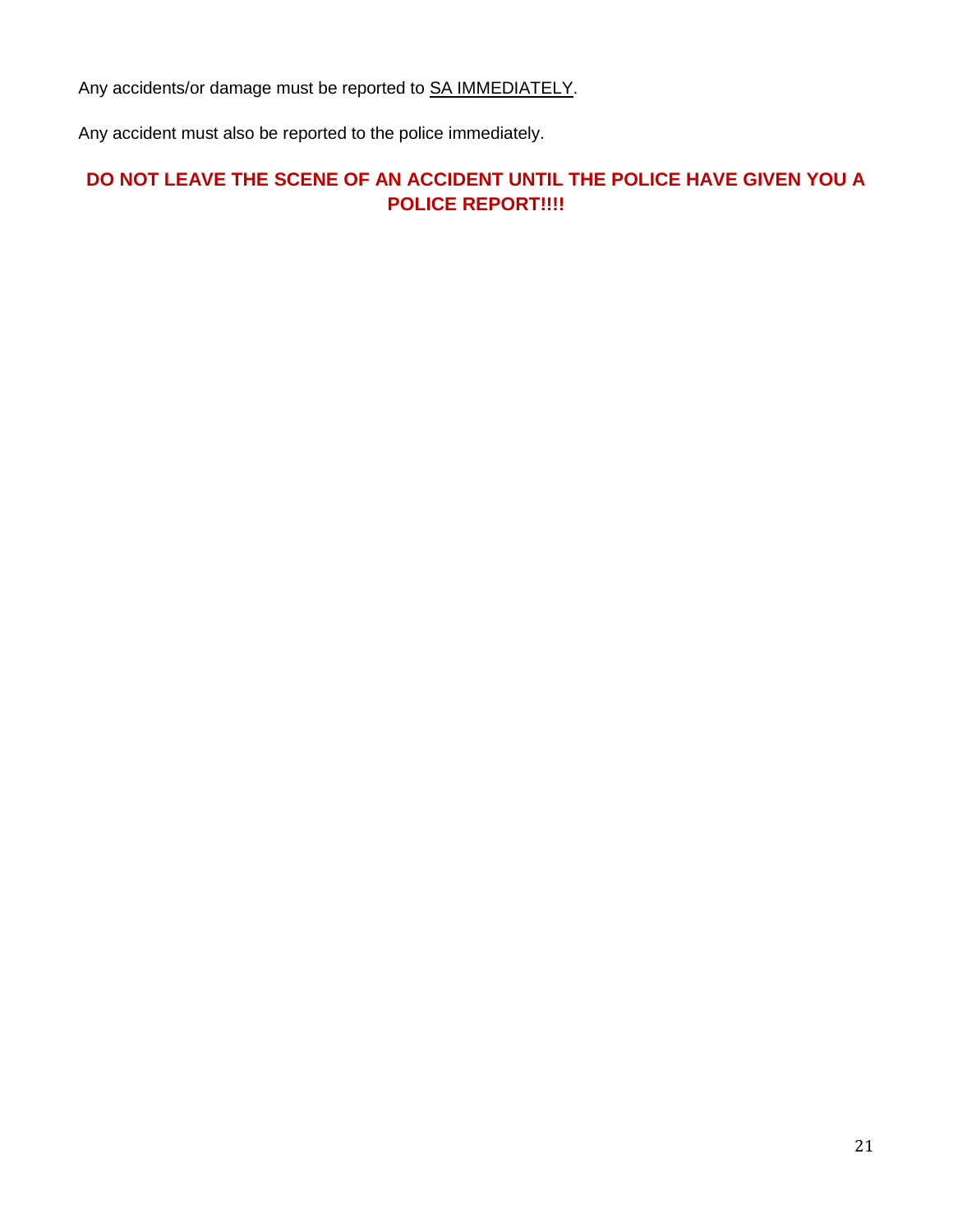Any accidents/or damage must be reported to <u>SA IMMEDIATELY</u>.

Any accident must also be reported to the police immediately.

**DO NOT LEAVE THE SCENE OF AN ACCIDENT UNTIL THE POLICE HAVE GIVEN YOU A POLICE REPORT!!!!**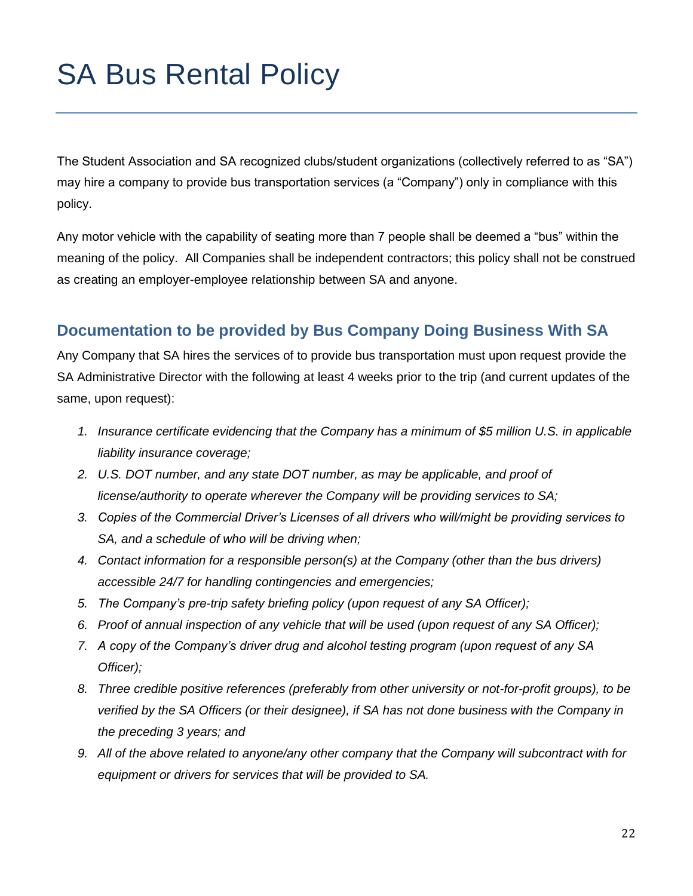# SA Bus Rental Policy

The Student Association and SA recognized clubs/student organizations (collectively referred to as "SA") may hire a company to provide bus transportation services (a "Company") only in compliance with this policy.

Any motor vehicle with the capability of seating more than 7 people shall be deemed a "bus" within the meaning of the policy. All Companies shall be independent contractors; this policy shall not be construed as creating an employer-employee relationship between SA and anyone.

## Documentation to be provided by Bus Company Doing Business With SA

Any Company that SA hires the services of to provide bus transportation must upon request provide the SA Administrative Director with the following at least 4 weeks prior to the trip (and current updates of the same, upon request):

1. *Insurance certificate evidencing that the Company has a minimum of $5 million U.S. in applicable liability insurance coverage;*
2. *U.S. DOT number, and any state DOT number, as may be applicable, and proof of license/authority to operate wherever the Company will be providing services to SA;*
3. *Copies of the Commercial Driver's Licenses of all drivers who will/might be providing services to SA, and a schedule of who will be driving when;*
4. *Contact information for a responsible person(s) at the Company (other than the bus drivers) accessible 24/7 for handling contingencies and emergencies;*
5. *The Company's pre-trip safety briefing policy (upon request of any SA Officer);*
6. *Proof of annual inspection of any vehicle that will be used (upon request of any SA Officer);*
7. *A copy of the Company's driver drug and alcohol testing program (upon request of any SA Officer);*
8. *Three credible positive references (preferably from other university or not-for-profit groups), to be verified by the SA Officers (or their designee), if SA has not done business with the Company in the preceding 3 years; and*
9. *All of the above related to anyone/any other company that the Company will subcontract with for equipment or drivers for services that will be provided to SA.*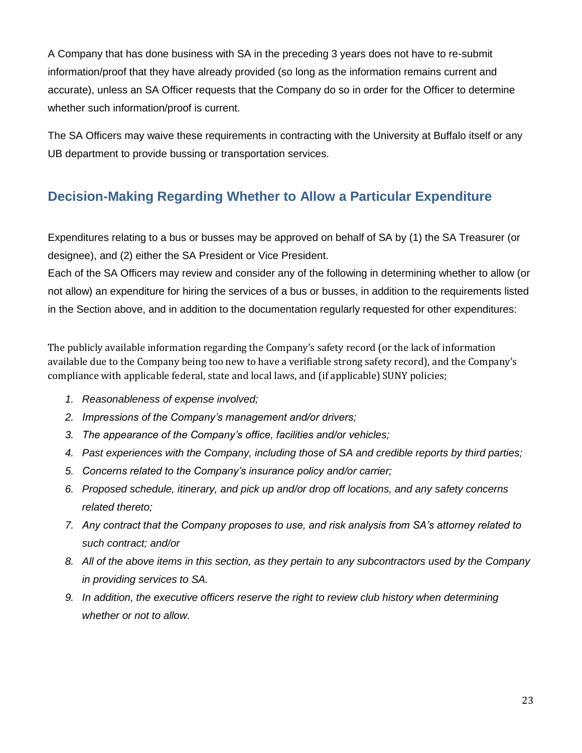A Company that has done business with SA in the preceding 3 years does not have to re-submit information/proof that they have already provided (so long as the information remains current and accurate), unless an SA Officer requests that the Company do so in order for the Officer to determine whether such information/proof is current.

The SA Officers may waive these requirements in contracting with the University at Buffalo itself or any UB department to provide bussing or transportation services.

## Decision-Making Regarding Whether to Allow a Particular Expenditure

Expenditures relating to a bus or busses may be approved on behalf of SA by (1) the SA Treasurer (or designee), and (2) either the SA President or Vice President.

Each of the SA Officers may review and consider any of the following in determining whether to allow (or not allow) an expenditure for hiring the services of a bus or busses, in addition to the requirements listed in the Section above, and in addition to the documentation regularly requested for other expenditures:

The publicly available information regarding the Company's safety record (or the lack of information available due to the Company being too new to have a verifiable strong safety record), and the Company's compliance with applicable federal, state and local laws, and (if applicable) SUNY policies;

1. *Reasonableness of expense involved;*
2. *Impressions of the Company's management and/or drivers;*
3. *The appearance of the Company's office, facilities and/or vehicles;*
4. *Past experiences with the Company, including those of SA and credible reports by third parties;*
5. *Concerns related to the Company's insurance policy and/or carrier;*
6. *Proposed schedule, itinerary, and pick up and/or drop off locations, and any safety concerns related thereto;*
7. *Any contract that the Company proposes to use, and risk analysis from SA's attorney related to such contract; and/or*
8. *All of the above items in this section, as they pertain to any subcontractors used by the Company in providing services to SA.*
9. *In addition, the executive officers reserve the right to review club history when determining whether or not to allow.*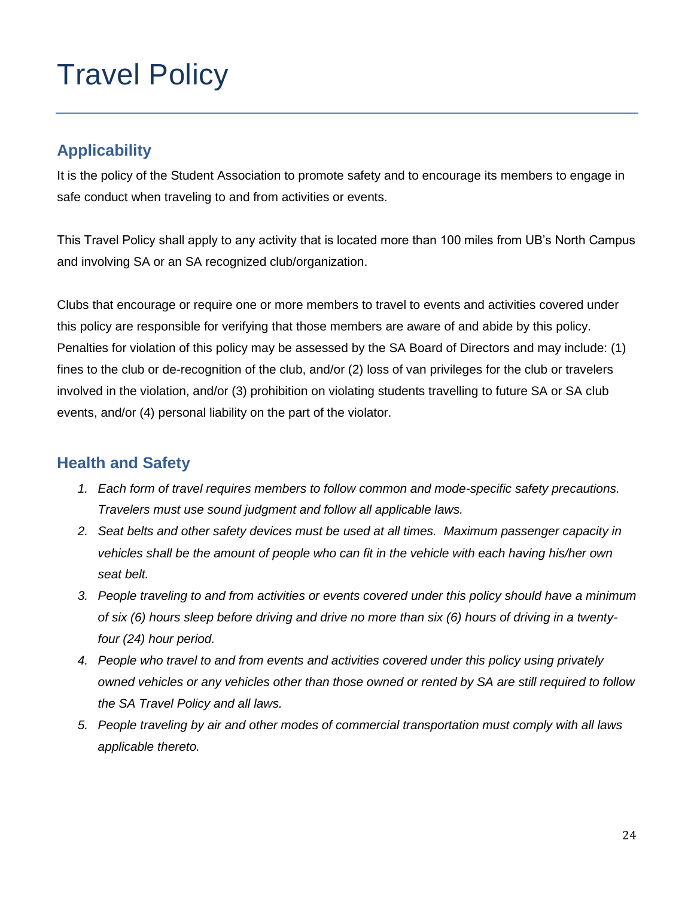# Travel Policy

## Applicability

It is the policy of the Student Association to promote safety and to encourage its members to engage in safe conduct when traveling to and from activities or events.

This Travel Policy shall apply to any activity that is located more than 100 miles from UB's North Campus and involving SA or an SA recognized club/organization.

Clubs that encourage or require one or more members to travel to events and activities covered under this policy are responsible for verifying that those members are aware of and abide by this policy. Penalties for violation of this policy may be assessed by the SA Board of Directors and may include: (1) fines to the club or de-recognition of the club, and/or (2) loss of van privileges for the club or travelers involved in the violation, and/or (3) prohibition on violating students travelling to future SA or SA club events, and/or (4) personal liability on the part of the violator.

## Health and Safety

1. *Each form of travel requires members to follow common and mode-specific safety precautions. Travelers must use sound judgment and follow all applicable laws.*
2. *Seat belts and other safety devices must be used at all times. Maximum passenger capacity in vehicles shall be the amount of people who can fit in the vehicle with each having his/her own seat belt.*
3. *People traveling to and from activities or events covered under this policy should have a minimum of six (6) hours sleep before driving and drive no more than six (6) hours of driving in a twenty-four (24) hour period.*
4. *People who travel to and from events and activities covered under this policy using privately owned vehicles or any vehicles other than those owned or rented by SA are still required to follow the SA Travel Policy and all laws.*
5. *People traveling by air and other modes of commercial transportation must comply with all laws applicable thereto.*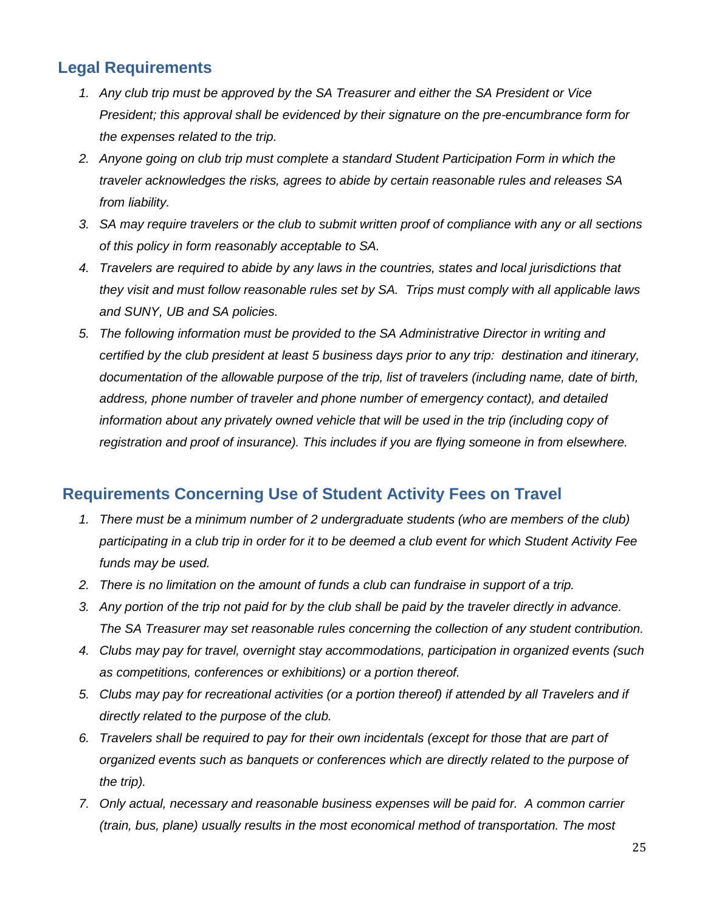## Legal Requirements

1. *Any club trip must be approved by the SA Treasurer and either the SA President or Vice President; this approval shall be evidenced by their signature on the pre-encumbrance form for the expenses related to the trip.*
2. *Anyone going on club trip must complete a standard Student Participation Form in which the traveler acknowledges the risks, agrees to abide by certain reasonable rules and releases SA from liability.*
3. *SA may require travelers or the club to submit written proof of compliance with any or all sections of this policy in form reasonably acceptable to SA.*
4. *Travelers are required to abide by any laws in the countries, states and local jurisdictions that they visit and must follow reasonable rules set by SA. Trips must comply with all applicable laws and SUNY, UB and SA policies.*
5. *The following information must be provided to the SA Administrative Director in writing and certified by the club president at least 5 business days prior to any trip: destination and itinerary, documentation of the allowable purpose of the trip, list of travelers (including name, date of birth, address, phone number of traveler and phone number of emergency contact), and detailed information about any privately owned vehicle that will be used in the trip (including copy of registration and proof of insurance). This includes if you are flying someone in from elsewhere.*

## Requirements Concerning Use of Student Activity Fees on Travel

1. *There must be a minimum number of 2 undergraduate students (who are members of the club) participating in a club trip in order for it to be deemed a club event for which Student Activity Fee funds may be used.*
2. *There is no limitation on the amount of funds a club can fundraise in support of a trip.*
3. *Any portion of the trip not paid for by the club shall be paid by the traveler directly in advance. The SA Treasurer may set reasonable rules concerning the collection of any student contribution.*
4. *Clubs may pay for travel, overnight stay accommodations, participation in organized events (such as competitions, conferences or exhibitions) or a portion thereof.*
5. *Clubs may pay for recreational activities (or a portion thereof) if attended by all Travelers and if directly related to the purpose of the club.*
6. *Travelers shall be required to pay for their own incidentals (except for those that are part of organized events such as banquets or conferences which are directly related to the purpose of the trip).*
7. *Only actual, necessary and reasonable business expenses will be paid for. A common carrier (train, bus, plane) usually results in the most economical method of transportation. The most*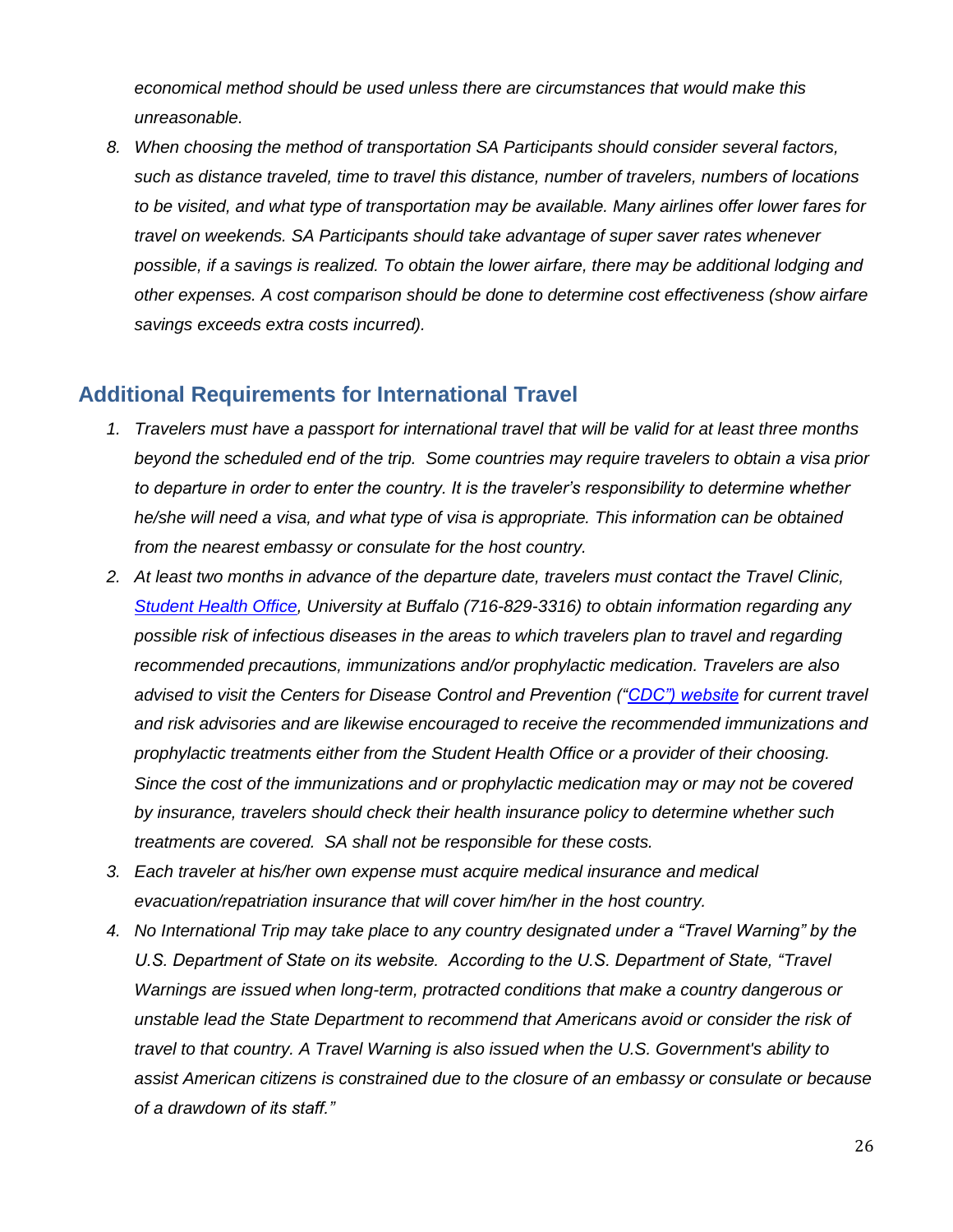*economical method should be used unless there are circumstances that would make this unreasonable.*

8. *When choosing the method of transportation SA Participants should consider several factors, such as distance traveled, time to travel this distance, number of travelers, numbers of locations to be visited, and what type of transportation may be available. Many airlines offer lower fares for travel on weekends. SA Participants should take advantage of super saver rates whenever possible, if a savings is realized. To obtain the lower airfare, there may be additional lodging and other expenses. A cost comparison should be done to determine cost effectiveness (show airfare savings exceeds extra costs incurred).*

## Additional Requirements for International Travel

1. *Travelers must have a passport for international travel that will be valid for at least three months beyond the scheduled end of the trip. Some countries may require travelers to obtain a visa prior to departure in order to enter the country. It is the traveler's responsibility to determine whether he/she will need a visa, and what type of visa is appropriate. This information can be obtained from the nearest embassy or consulate for the host country.*
2. *At least two months in advance of the departure date, travelers must contact the Travel Clinic, Student Health Office, University at Buffalo (716-829-3316) to obtain information regarding any possible risk of infectious diseases in the areas to which travelers plan to travel and regarding recommended precautions, immunizations and/or prophylactic medication. Travelers are also advised to visit the Centers for Disease Control and Prevention ("CDC") website for current travel and risk advisories and are likewise encouraged to receive the recommended immunizations and prophylactic treatments either from the Student Health Office or a provider of their choosing. Since the cost of the immunizations and or prophylactic medication may or may not be covered by insurance, travelers should check their health insurance policy to determine whether such treatments are covered. SA shall not be responsible for these costs.*
3. *Each traveler at his/her own expense must acquire medical insurance and medical evacuation/repatriation insurance that will cover him/her in the host country.*
4. *No International Trip may take place to any country designated under a "Travel Warning" by the U.S. Department of State on its website. According to the U.S. Department of State, "Travel Warnings are issued when long-term, protracted conditions that make a country dangerous or unstable lead the State Department to recommend that Americans avoid or consider the risk of travel to that country. A Travel Warning is also issued when the U.S. Government's ability to assist American citizens is constrained due to the closure of an embassy or consulate or because of a drawdown of its staff."*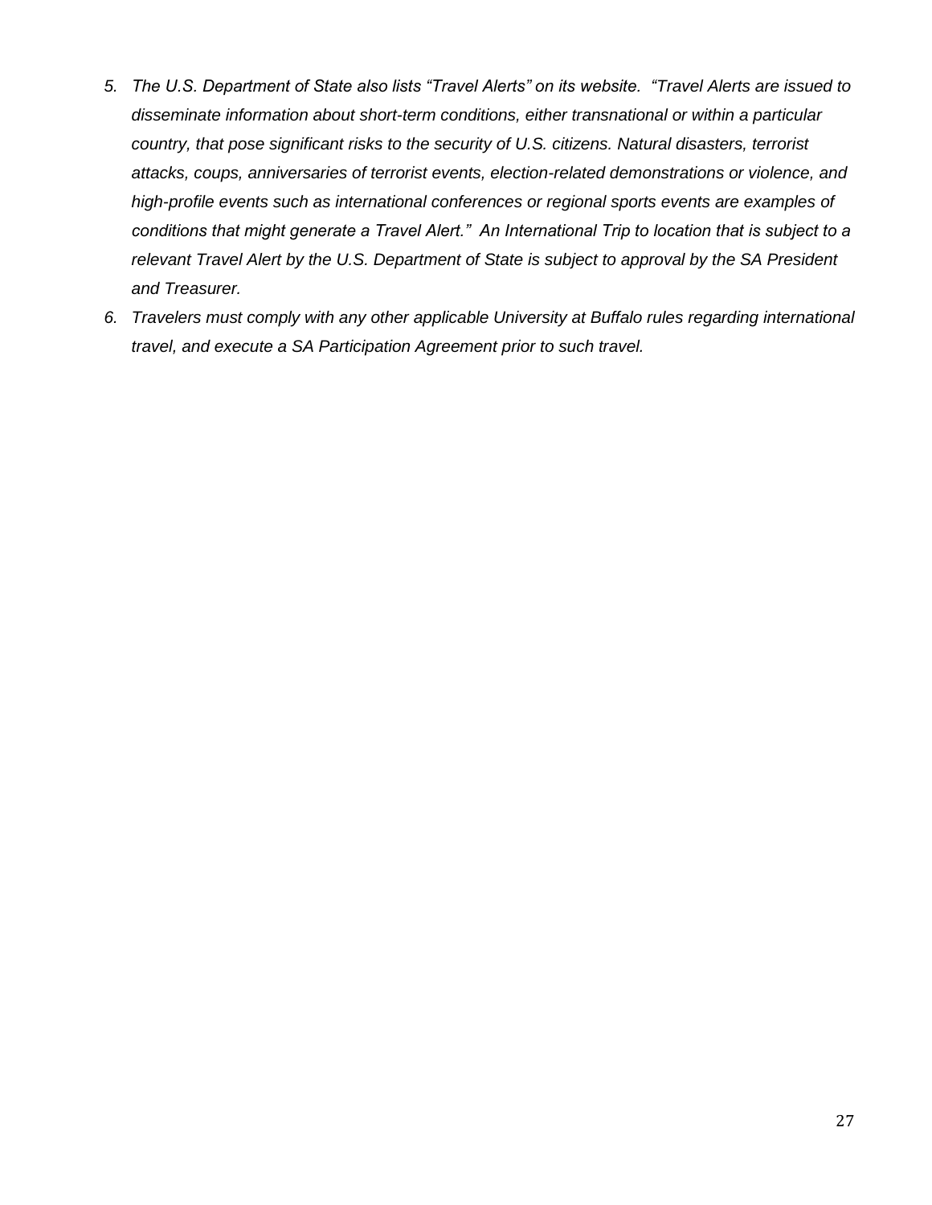5. *The U.S. Department of State also lists "Travel Alerts" on its website. "Travel Alerts are issued to disseminate information about short-term conditions, either transnational or within a particular country, that pose significant risks to the security of U.S. citizens. Natural disasters, terrorist attacks, coups, anniversaries of terrorist events, election-related demonstrations or violence, and high-profile events such as international conferences or regional sports events are examples of conditions that might generate a Travel Alert." An International Trip to location that is subject to a relevant Travel Alert by the U.S. Department of State is subject to approval by the SA President and Treasurer.*
6. *Travelers must comply with any other applicable University at Buffalo rules regarding international travel, and execute a SA Participation Agreement prior to such travel.*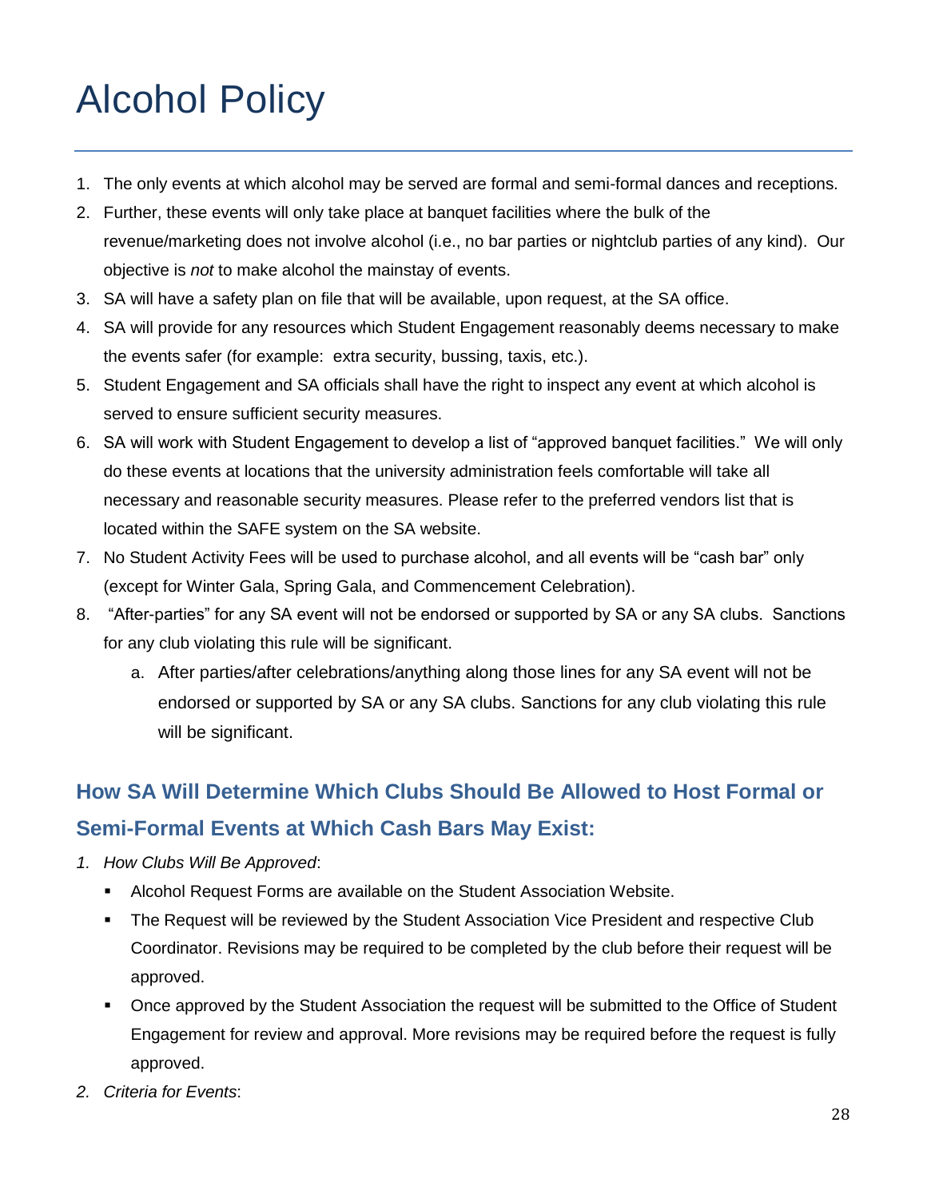# Alcohol Policy

1. The only events at which alcohol may be served are formal and semi-formal dances and receptions.
2. Further, these events will only take place at banquet facilities where the bulk of the revenue/marketing does not involve alcohol (i.e., no bar parties or nightclub parties of any kind). Our objective is *not* to make alcohol the mainstay of events.
3. SA will have a safety plan on file that will be available, upon request, at the SA office.
4. SA will provide for any resources which Student Engagement reasonably deems necessary to make the events safer (for example: extra security, bussing, taxis, etc.).
5. Student Engagement and SA officials shall have the right to inspect any event at which alcohol is served to ensure sufficient security measures.
6. SA will work with Student Engagement to develop a list of "approved banquet facilities." We will only do these events at locations that the university administration feels comfortable will take all necessary and reasonable security measures. Please refer to the preferred vendors list that is located within the SAFE system on the SA website.
7. No Student Activity Fees will be used to purchase alcohol, and all events will be "cash bar" only (except for Winter Gala, Spring Gala, and Commencement Celebration).
8. "After-parties" for any SA event will not be endorsed or supported by SA or any SA clubs. Sanctions for any club violating this rule will be significant.
   a. After parties/after celebrations/anything along those lines for any SA event will not be endorsed or supported by SA or any SA clubs. Sanctions for any club violating this rule will be significant.

## How SA Will Determine Which Clubs Should Be Allowed to Host Formal or Semi-Formal Events at Which Cash Bars May Exist:

1. *How Clubs Will Be Approved*:
   - Alcohol Request Forms are available on the Student Association Website.
   - The Request will be reviewed by the Student Association Vice President and respective Club Coordinator. Revisions may be required to be completed by the club before their request will be approved.
   - Once approved by the Student Association the request will be submitted to the Office of Student Engagement for review and approval. More revisions may be required before the request is fully approved.
2. *Criteria for Events*: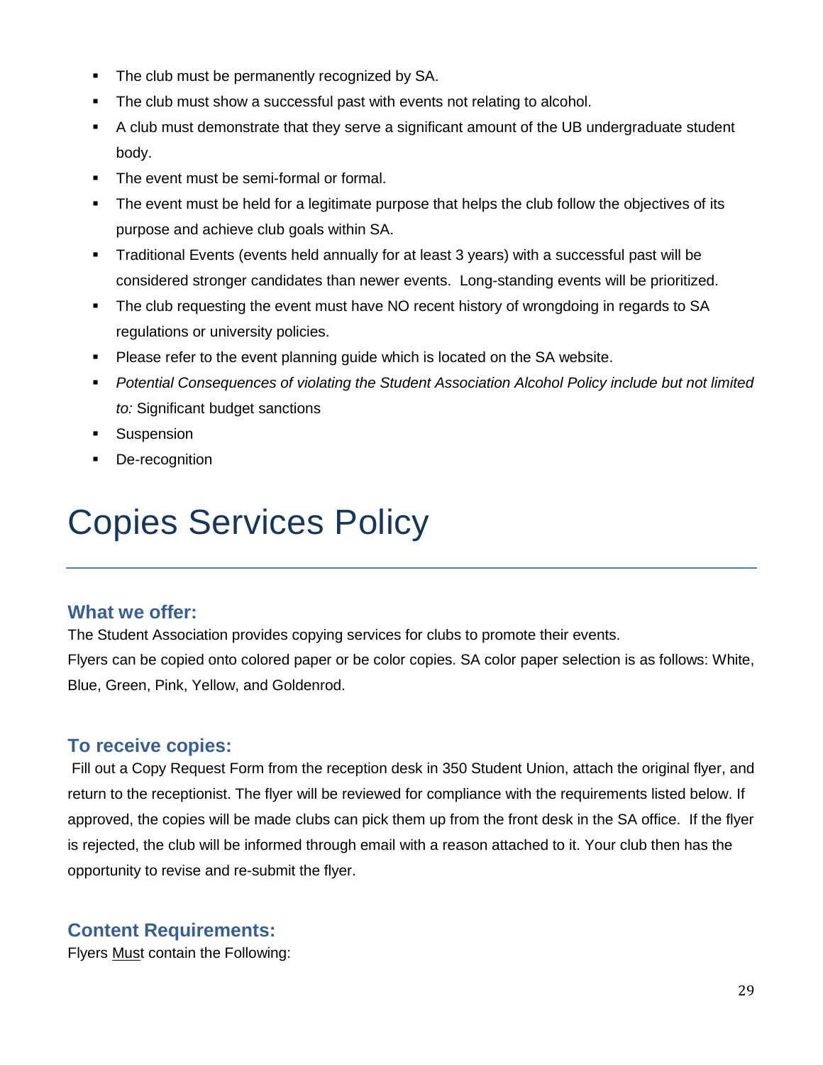- The club must be permanently recognized by SA.
- The club must show a successful past with events not relating to alcohol.
- A club must demonstrate that they serve a significant amount of the UB undergraduate student body.
- The event must be semi-formal or formal.
- The event must be held for a legitimate purpose that helps the club follow the objectives of its purpose and achieve club goals within SA.
- Traditional Events (events held annually for at least 3 years) with a successful past will be considered stronger candidates than newer events. Long-standing events will be prioritized.
- The club requesting the event must have NO recent history of wrongdoing in regards to SA regulations or university policies.
- Please refer to the event planning guide which is located on the SA website.
- *Potential Consequences of violating the Student Association Alcohol Policy include but not limited to:* Significant budget sanctions
- Suspension
- De-recognition

# Copies Services Policy

## What we offer:

The Student Association provides copying services for clubs to promote their events.
Flyers can be copied onto colored paper or be color copies. SA color paper selection is as follows: White, Blue, Green, Pink, Yellow, and Goldenrod.

## To receive copies:

Fill out a Copy Request Form from the reception desk in 350 Student Union, attach the original flyer, and return to the receptionist. The flyer will be reviewed for compliance with the requirements listed below. If approved, the copies will be made clubs can pick them up from the front desk in the SA office. If the flyer is rejected, the club will be informed through email with a reason attached to it. Your club then has the opportunity to revise and re-submit the flyer.

## Content Requirements:

Flyers Must contain the Following: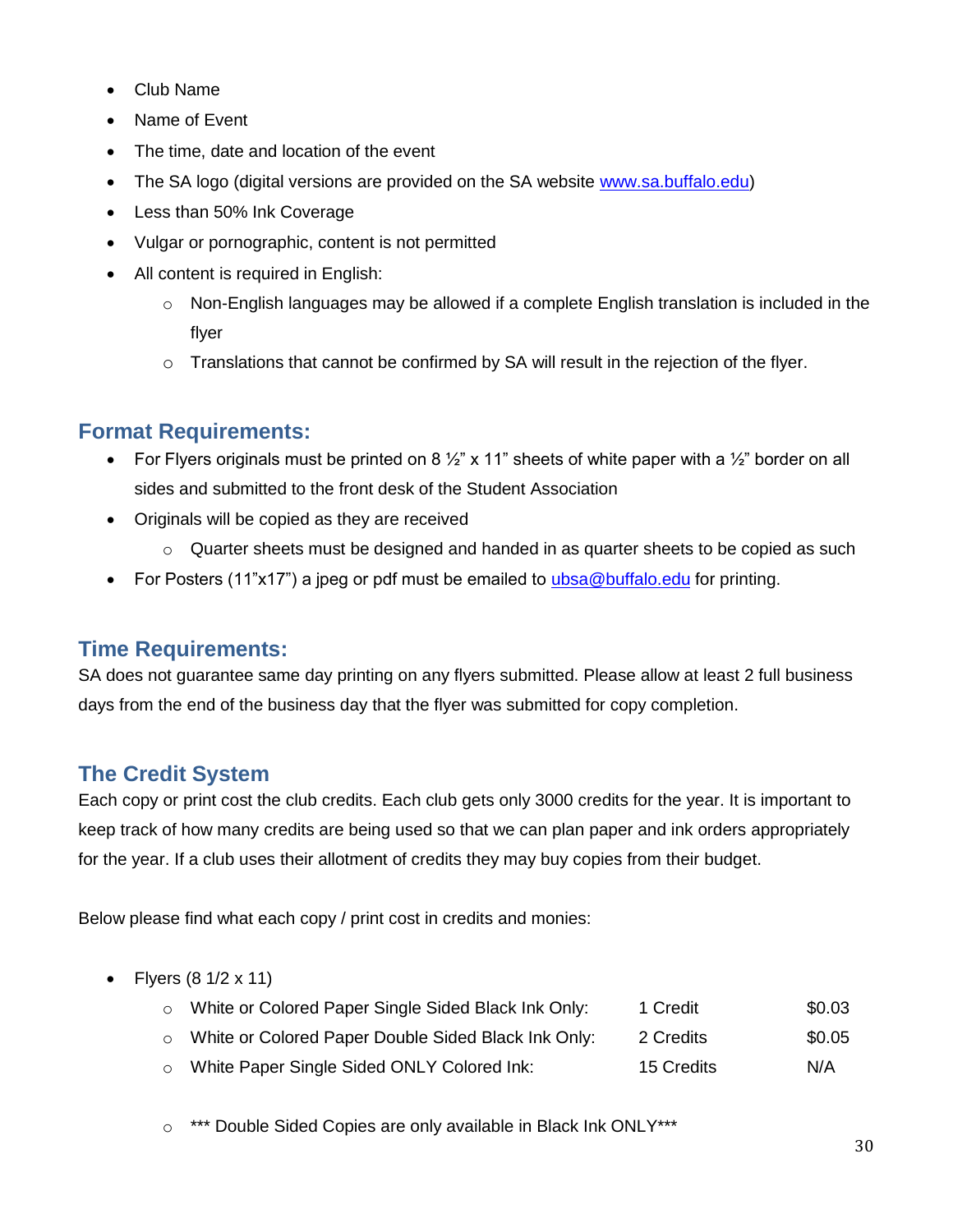- Club Name
- Name of Event
- The time, date and location of the event
- The SA logo (digital versions are provided on the SA website www.sa.buffalo.edu)
- Less than 50% Ink Coverage
- Vulgar or pornographic, content is not permitted
- All content is required in English:
    - Non-English languages may be allowed if a complete English translation is included in the flyer
    - Translations that cannot be confirmed by SA will result in the rejection of the flyer.

## Format Requirements:

- For Flyers originals must be printed on 8 ½" x 11" sheets of white paper with a ½" border on all sides and submitted to the front desk of the Student Association
- Originals will be copied as they are received
    - Quarter sheets must be designed and handed in as quarter sheets to be copied as such
- For Posters (11"x17") a jpeg or pdf must be emailed to ubsa@buffalo.edu for printing.

## Time Requirements:

SA does not guarantee same day printing on any flyers submitted. Please allow at least 2 full business days from the end of the business day that the flyer was submitted for copy completion.

## The Credit System

Each copy or print cost the club credits. Each club gets only 3000 credits for the year. It is important to keep track of how many credits are being used so that we can plan paper and ink orders appropriately for the year. If a club uses their allotment of credits they may buy copies from their budget.

Below please find what each copy / print cost in credits and monies:

- Flyers (8 1/2 x 11)
    - White or Colored Paper Single Sided Black Ink Only: 1 Credit $0.03
    - White or Colored Paper Double Sided Black Ink Only: 2 Credits $0.05
    - White Paper Single Sided ONLY Colored Ink: 15 Credits N/A

    - *** Double Sided Copies are only available in Black Ink ONLY***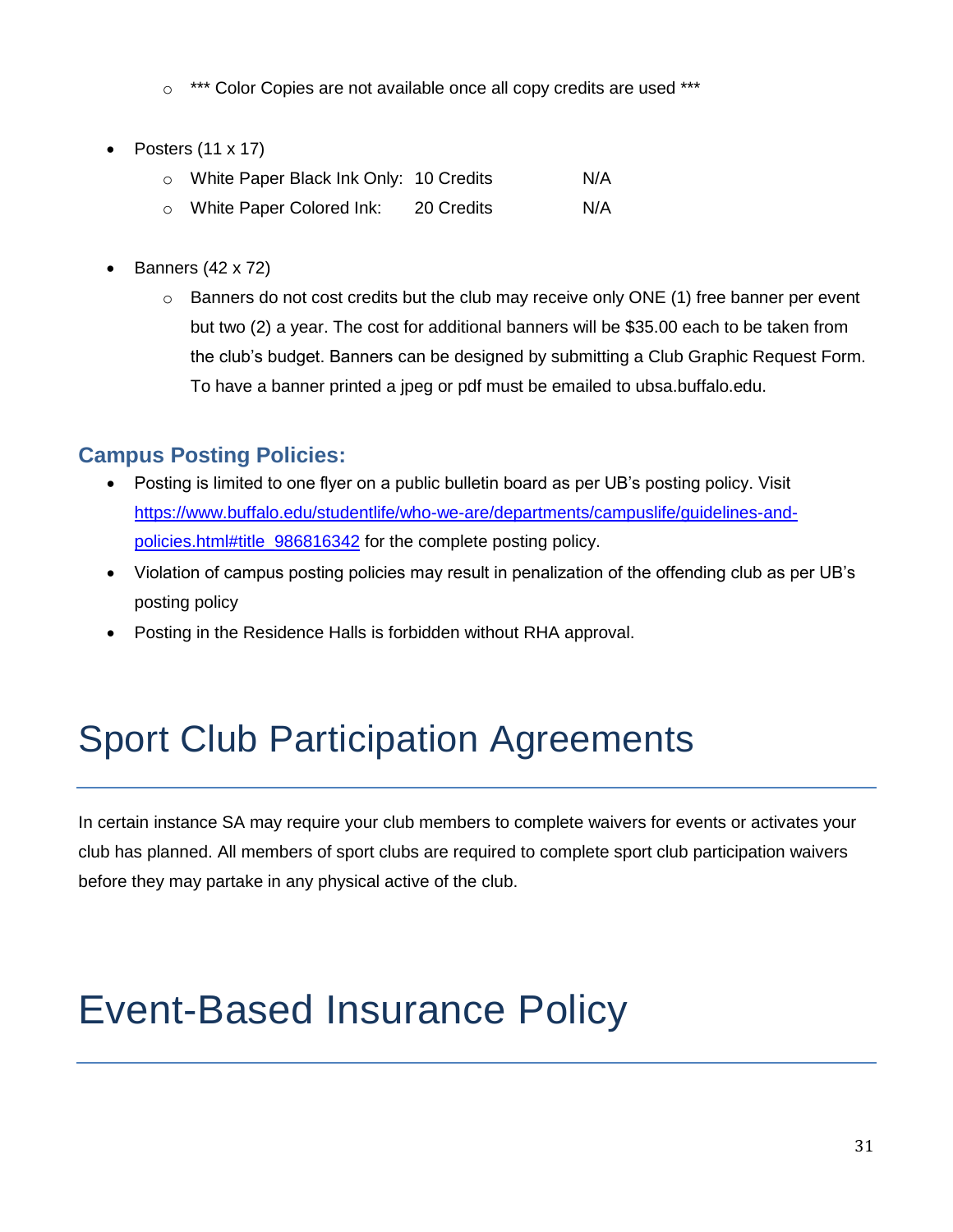- *** Color Copies are not available once all copy credits are used ***

- Posters (11 x 17)
  - White Paper Black Ink Only: 10 Credits N/A
  - White Paper Colored Ink: 20 Credits N/A

- Banners (42 x 72)
  - Banners do not cost credits but the club may receive only ONE (1) free banner per event but two (2) a year. The cost for additional banners will be $35.00 each to be taken from the club's budget. Banners can be designed by submitting a Club Graphic Request Form. To have a banner printed a jpeg or pdf must be emailed to ubsa.buffalo.edu.

### Campus Posting Policies:

- Posting is limited to one flyer on a public bulletin board as per UB's posting policy. Visit [https://www.buffalo.edu/studentlife/who-we-are/departments/campuslife/guidelines-and-policies.html#title_986816342](https://www.buffalo.edu/studentlife/who-we-are/departments/campuslife/guidelines-and-policies.html#title_986816342) for the complete posting policy.
- Violation of campus posting policies may result in penalization of the offending club as per UB's posting policy
- Posting in the Residence Halls is forbidden without RHA approval.

# Sport Club Participation Agreements

In certain instance SA may require your club members to complete waivers for events or activates your club has planned. All members of sport clubs are required to complete sport club participation waivers before they may partake in any physical active of the club.

# Event-Based Insurance Policy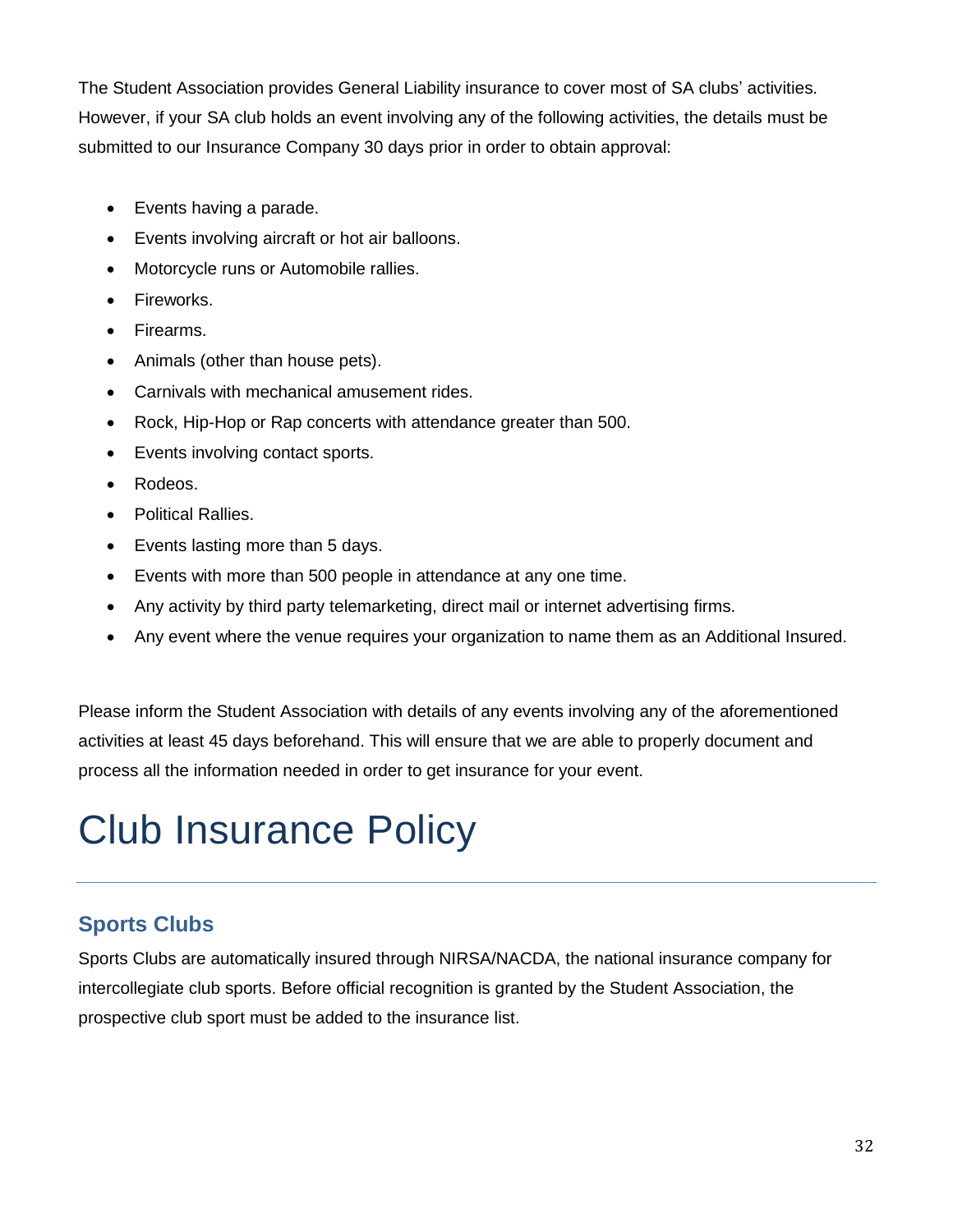The Student Association provides General Liability insurance to cover most of SA clubs' activities. However, if your SA club holds an event involving any of the following activities, the details must be submitted to our Insurance Company 30 days prior in order to obtain approval:

- Events having a parade.
- Events involving aircraft or hot air balloons.
- Motorcycle runs or Automobile rallies.
- Fireworks.
- Firearms.
- Animals (other than house pets).
- Carnivals with mechanical amusement rides.
- Rock, Hip-Hop or Rap concerts with attendance greater than 500.
- Events involving contact sports.
- Rodeos.
- Political Rallies.
- Events lasting more than 5 days.
- Events with more than 500 people in attendance at any one time.
- Any activity by third party telemarketing, direct mail or internet advertising firms.
- Any event where the venue requires your organization to name them as an Additional Insured.

Please inform the Student Association with details of any events involving any of the aforementioned activities at least 45 days beforehand. This will ensure that we are able to properly document and process all the information needed in order to get insurance for your event.

# Club Insurance Policy

## Sports Clubs

Sports Clubs are automatically insured through NIRSA/NACDA, the national insurance company for intercollegiate club sports. Before official recognition is granted by the Student Association, the prospective club sport must be added to the insurance list.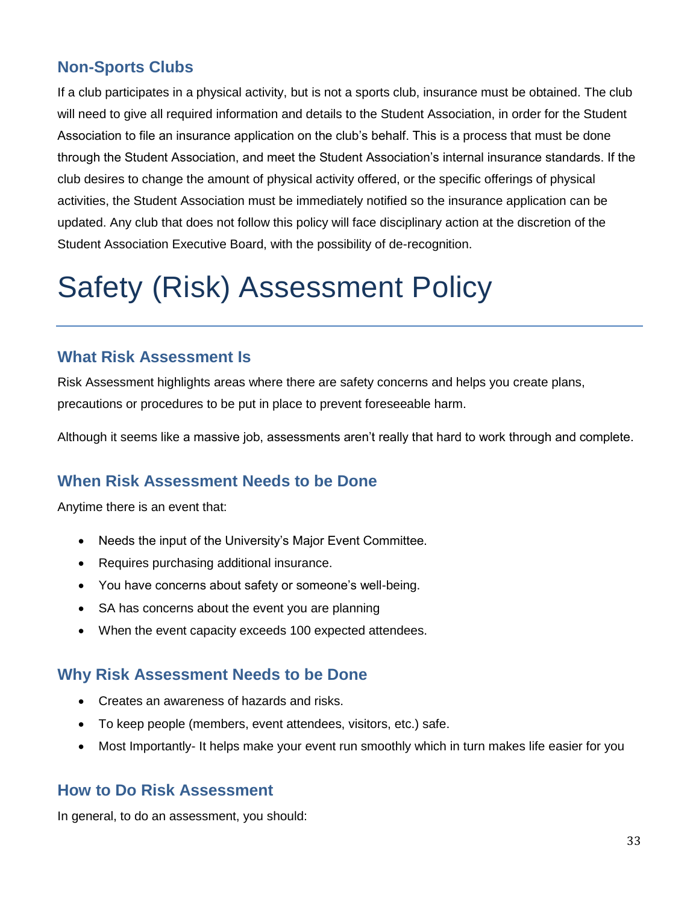## Non-Sports Clubs

If a club participates in a physical activity, but is not a sports club, insurance must be obtained. The club will need to give all required information and details to the Student Association, in order for the Student Association to file an insurance application on the club's behalf. This is a process that must be done through the Student Association, and meet the Student Association's internal insurance standards. If the club desires to change the amount of physical activity offered, or the specific offerings of physical activities, the Student Association must be immediately notified so the insurance application can be updated. Any club that does not follow this policy will face disciplinary action at the discretion of the Student Association Executive Board, with the possibility of de-recognition.

# Safety (Risk) Assessment Policy

## What Risk Assessment Is

Risk Assessment highlights areas where there are safety concerns and helps you create plans, precautions or procedures to be put in place to prevent foreseeable harm.

Although it seems like a massive job, assessments aren't really that hard to work through and complete.

## When Risk Assessment Needs to be Done

Anytime there is an event that:

- Needs the input of the University's Major Event Committee.
- Requires purchasing additional insurance.
- You have concerns about safety or someone's well-being.
- SA has concerns about the event you are planning
- When the event capacity exceeds 100 expected attendees.

## Why Risk Assessment Needs to be Done

- Creates an awareness of hazards and risks.
- To keep people (members, event attendees, visitors, etc.) safe.
- Most Importantly- It helps make your event run smoothly which in turn makes life easier for you

## How to Do Risk Assessment

In general, to do an assessment, you should: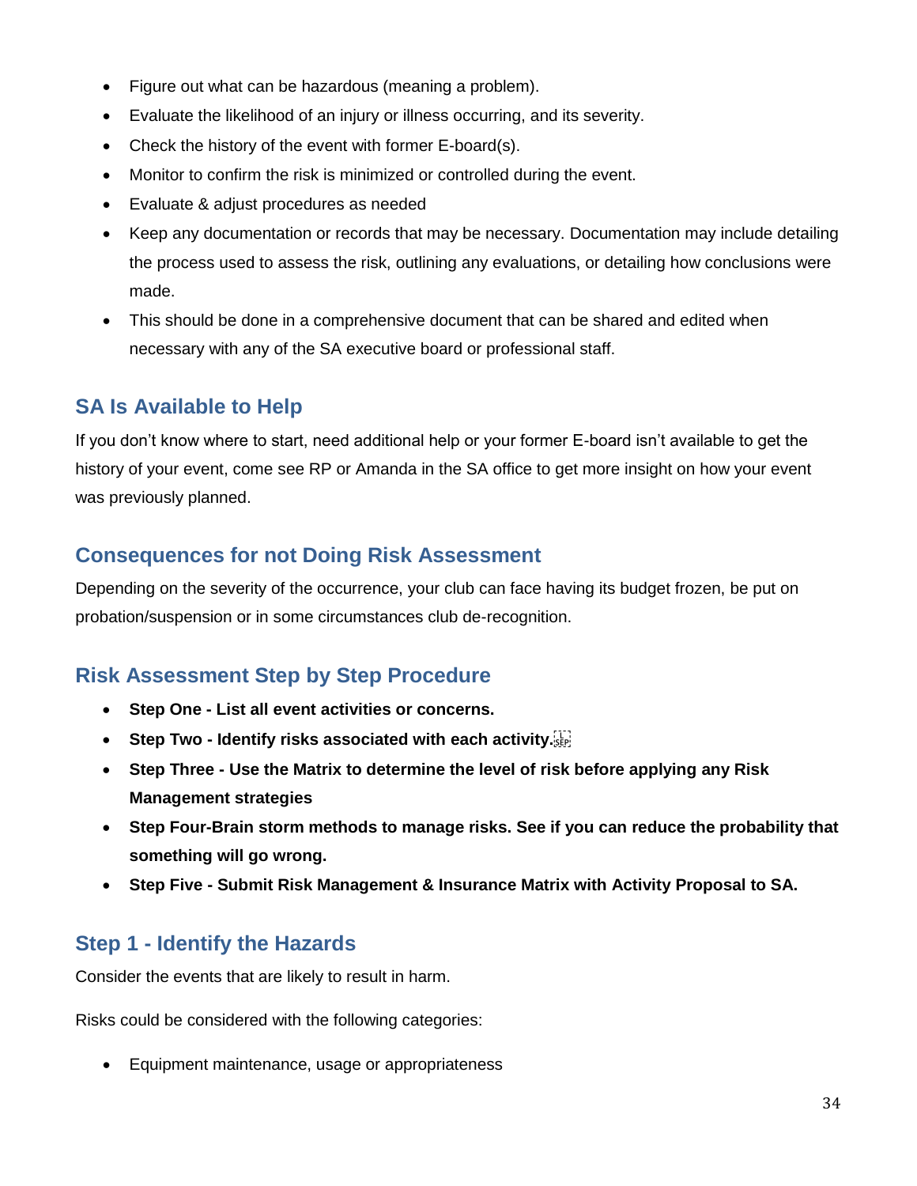- Figure out what can be hazardous (meaning a problem).
- Evaluate the likelihood of an injury or illness occurring, and its severity.
- Check the history of the event with former E-board(s).
- Monitor to confirm the risk is minimized or controlled during the event.
- Evaluate & adjust procedures as needed
- Keep any documentation or records that may be necessary. Documentation may include detailing the process used to assess the risk, outlining any evaluations, or detailing how conclusions were made.
- This should be done in a comprehensive document that can be shared and edited when necessary with any of the SA executive board or professional staff.

## SA Is Available to Help

If you don't know where to start, need additional help or your former E-board isn't available to get the history of your event, come see RP or Amanda in the SA office to get more insight on how your event was previously planned.

## Consequences for not Doing Risk Assessment

Depending on the severity of the occurrence, your club can face having its budget frozen, be put on probation/suspension or in some circumstances club de-recognition.

## Risk Assessment Step by Step Procedure

- **Step One - List all event activities or concerns.**
- **Step Two - Identify risks associated with each activity.**
- **Step Three - Use the Matrix to determine the level of risk before applying any Risk Management strategies**
- **Step Four-Brain storm methods to manage risks. See if you can reduce the probability that something will go wrong.**
- **Step Five - Submit Risk Management & Insurance Matrix with Activity Proposal to SA.**

## Step 1 - Identify the Hazards

Consider the events that are likely to result in harm.

Risks could be considered with the following categories:

- Equipment maintenance, usage or appropriateness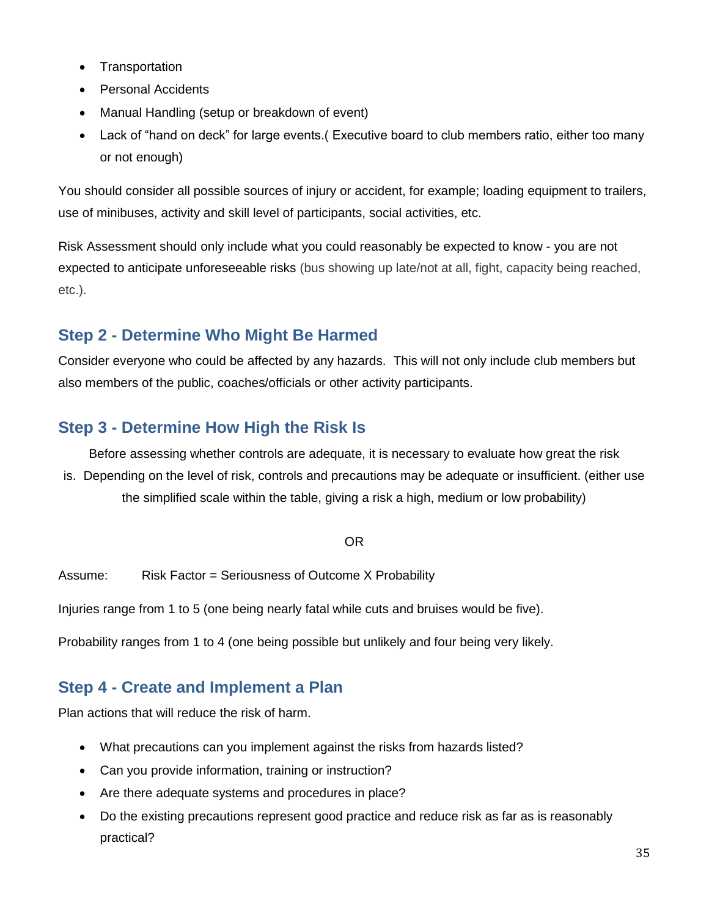- Transportation
- Personal Accidents
- Manual Handling (setup or breakdown of event)
- Lack of "hand on deck" for large events.( Executive board to club members ratio, either too many or not enough)

You should consider all possible sources of injury or accident, for example; loading equipment to trailers, use of minibuses, activity and skill level of participants, social activities, etc.

Risk Assessment should only include what you could reasonably be expected to know - you are not expected to anticipate unforeseeable risks (bus showing up late/not at all, fight, capacity being reached, etc.).

## Step 2 - Determine Who Might Be Harmed

Consider everyone who could be affected by any hazards. This will not only include club members but also members of the public, coaches/officials or other activity participants.

## Step 3 - Determine How High the Risk Is

Before assessing whether controls are adequate, it is necessary to evaluate how great the risk is. Depending on the level of risk, controls and precautions may be adequate or insufficient. (either use the simplified scale within the table, giving a risk a high, medium or low probability)

OR

Assume: Risk Factor = Seriousness of Outcome X Probability

Injuries range from 1 to 5 (one being nearly fatal while cuts and bruises would be five).

Probability ranges from 1 to 4 (one being possible but unlikely and four being very likely.

## Step 4 - Create and Implement a Plan

Plan actions that will reduce the risk of harm.

- What precautions can you implement against the risks from hazards listed?
- Can you provide information, training or instruction?
- Are there adequate systems and procedures in place?
- Do the existing precautions represent good practice and reduce risk as far as is reasonably practical?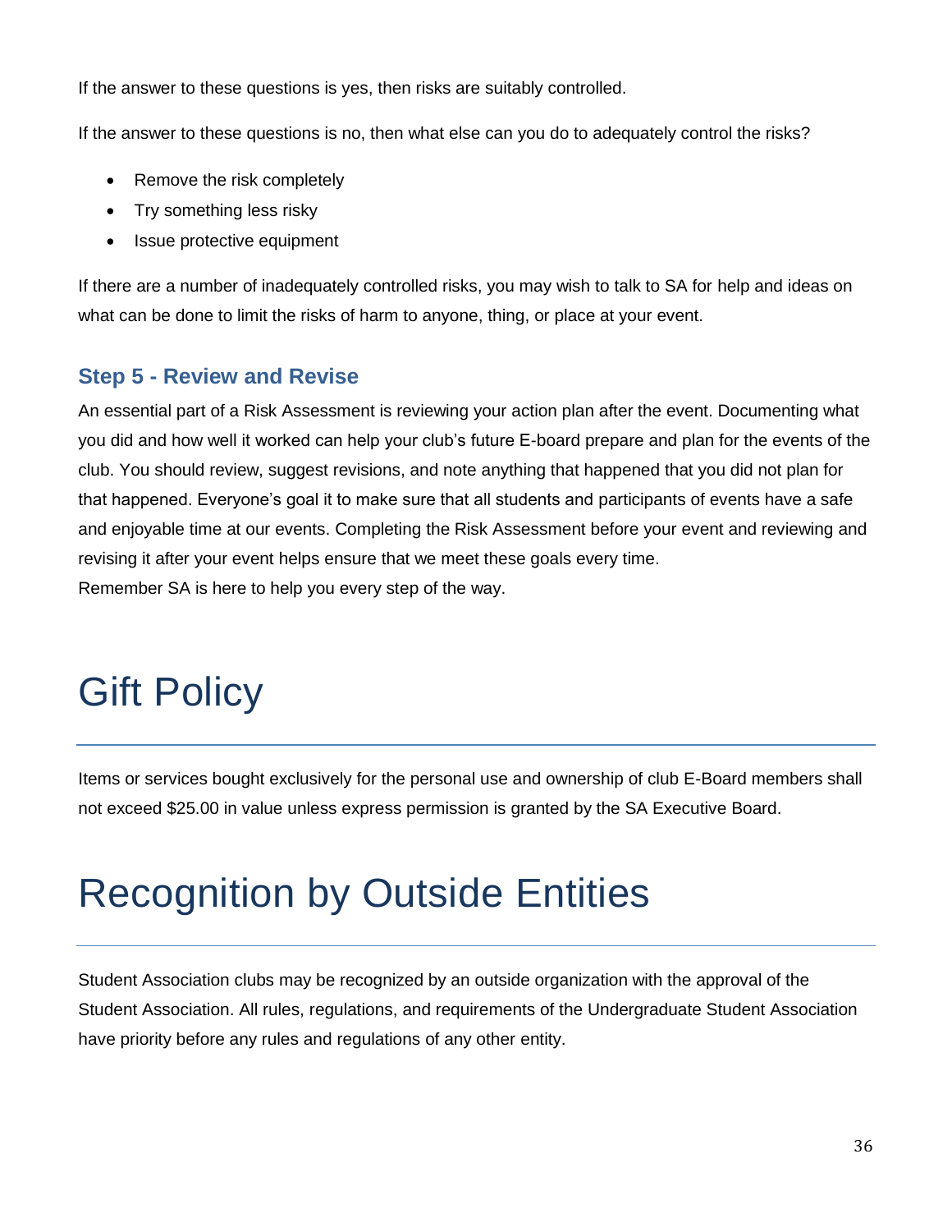If the answer to these questions is yes, then risks are suitably controlled.

If the answer to these questions is no, then what else can you do to adequately control the risks?

- Remove the risk completely
- Try something less risky
- Issue protective equipment

If there are a number of inadequately controlled risks, you may wish to talk to SA for help and ideas on what can be done to limit the risks of harm to anyone, thing, or place at your event.

### Step 5 - Review and Revise

An essential part of a Risk Assessment is reviewing your action plan after the event. Documenting what you did and how well it worked can help your club's future E-board prepare and plan for the events of the club. You should review, suggest revisions, and note anything that happened that you did not plan for that happened. Everyone's goal it to make sure that all students and participants of events have a safe and enjoyable time at our events. Completing the Risk Assessment before your event and reviewing and revising it after your event helps ensure that we meet these goals every time.
Remember SA is here to help you every step of the way.

# Gift Policy

Items or services bought exclusively for the personal use and ownership of club E-Board members shall not exceed $25.00 in value unless express permission is granted by the SA Executive Board.

# Recognition by Outside Entities

Student Association clubs may be recognized by an outside organization with the approval of the Student Association. All rules, regulations, and requirements of the Undergraduate Student Association have priority before any rules and regulations of any other entity.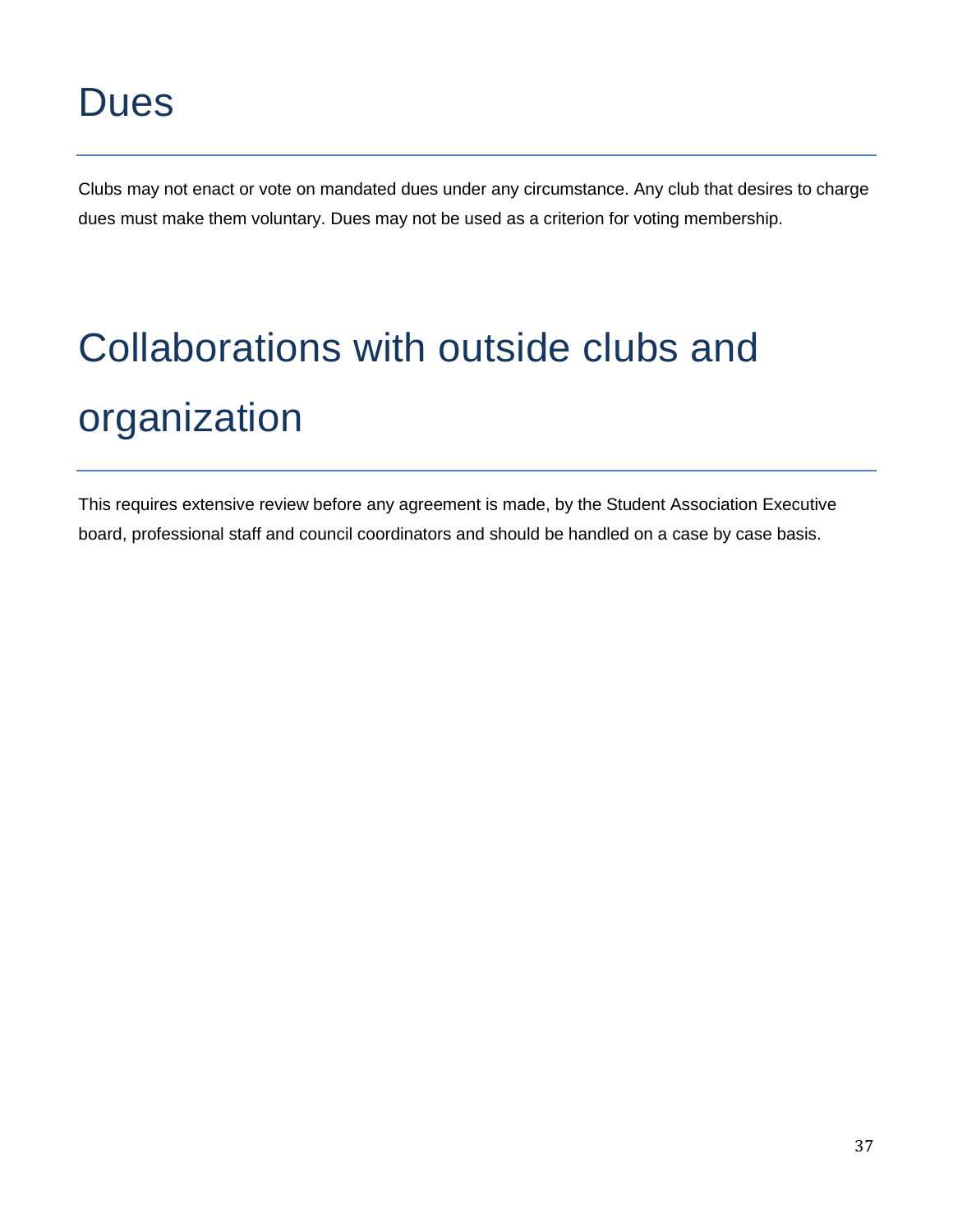# Dues

Clubs may not enact or vote on mandated dues under any circumstance. Any club that desires to charge dues must make them voluntary. Dues may not be used as a criterion for voting membership.

# Collaborations with outside clubs and organization

This requires extensive review before any agreement is made, by the Student Association Executive board, professional staff and council coordinators and should be handled on a case by case basis.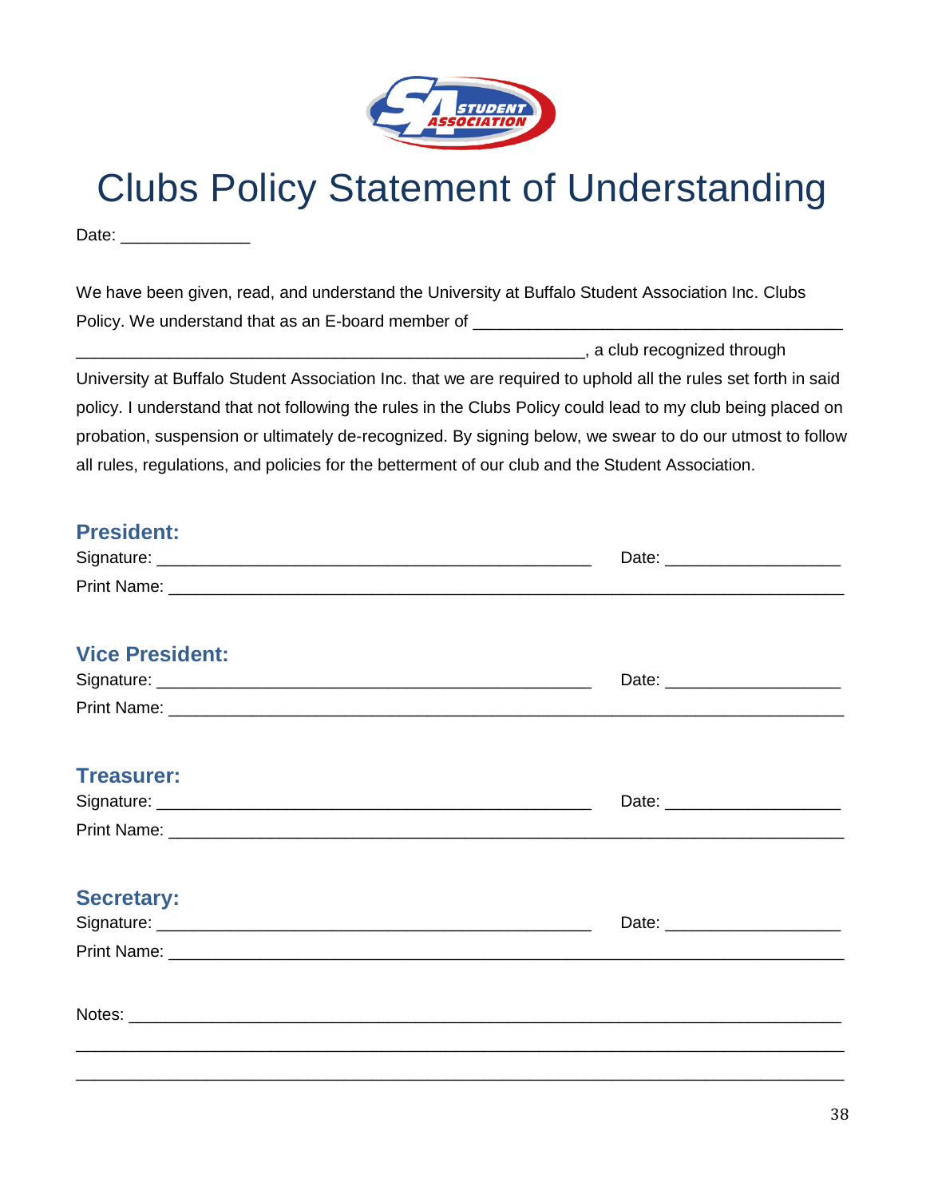# Clubs Policy Statement of Understanding

Date: ______________

We have been given, read, and understand the University at Buffalo Student Association Inc. Clubs Policy. We understand that as an E-board member of ________________________________________ ________________________________________________________, a club recognized through University at Buffalo Student Association Inc. that we are required to uphold all the rules set forth in said policy. I understand that not following the rules in the Clubs Policy could lead to my club being placed on probation, suspension or ultimately de-recognized. By signing below, we swear to do our utmost to follow all rules, regulations, and policies for the betterment of our club and the Student Association.

### President:

Signature: ________________________________________________ Date: ___________________

Print Name: ___________________________________________________________________________

### Vice President:

Signature: ________________________________________________ Date: ___________________

Print Name: ___________________________________________________________________________

### Treasurer:

Signature: ________________________________________________ Date: ___________________

Print Name: ___________________________________________________________________________

### Secretary:

Signature: ________________________________________________ Date: ___________________

Print Name: ___________________________________________________________________________

Notes: ________________________________________________________________________________

_______________________________________________________________________________________

_______________________________________________________________________________________